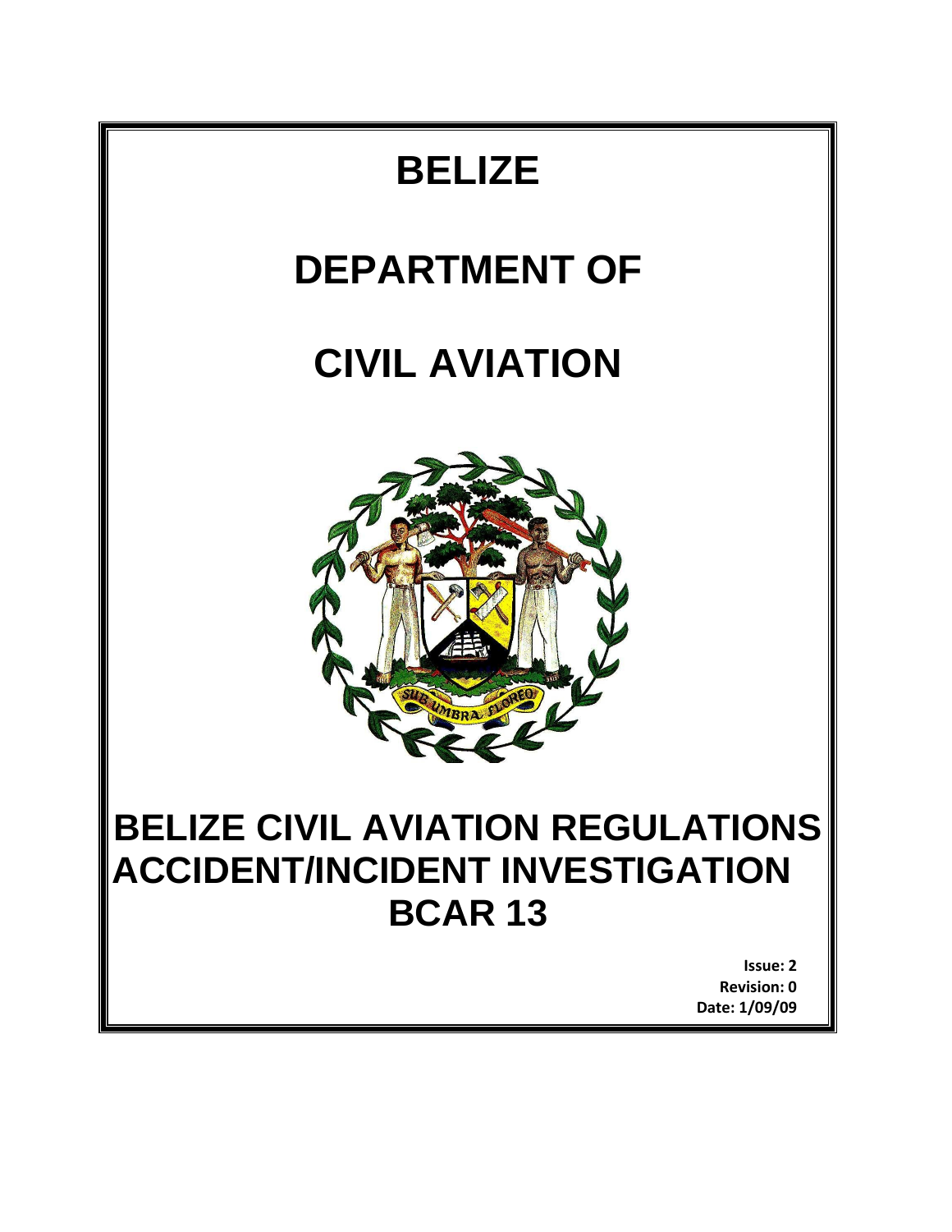# BELIZE

# DEPARTMENT OF

# CIVIL AVIATION

# BELIZE CIVIL AVIATION REGULATIONS ACCIDENT/INCIDENT INVESTIGATION BCAR 13

**Issue: 2**
**Revision: 0**
**Date: 1/09/09**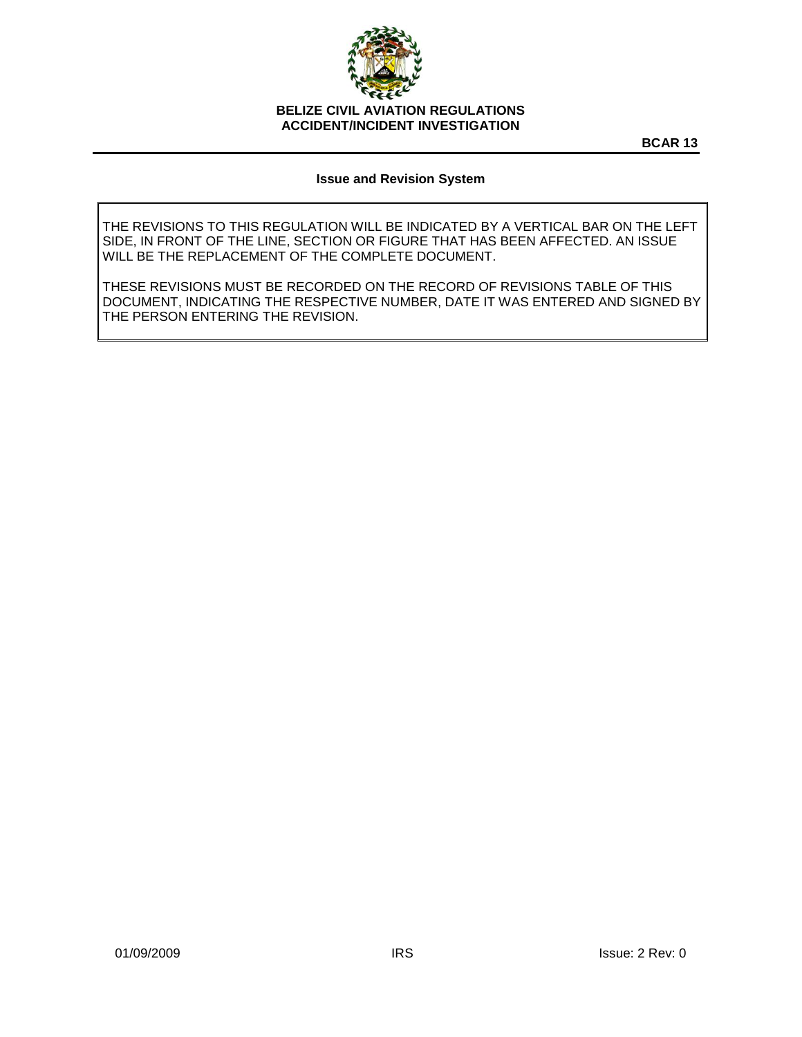## Issue and Revision System

THE REVISIONS TO THIS REGULATION WILL BE INDICATED BY A VERTICAL BAR ON THE LEFT SIDE, IN FRONT OF THE LINE, SECTION OR FIGURE THAT HAS BEEN AFFECTED. AN ISSUE WILL BE THE REPLACEMENT OF THE COMPLETE DOCUMENT.

THESE REVISIONS MUST BE RECORDED ON THE RECORD OF REVISIONS TABLE OF THIS DOCUMENT, INDICATING THE RESPECTIVE NUMBER, DATE IT WAS ENTERED AND SIGNED BY THE PERSON ENTERING THE REVISION.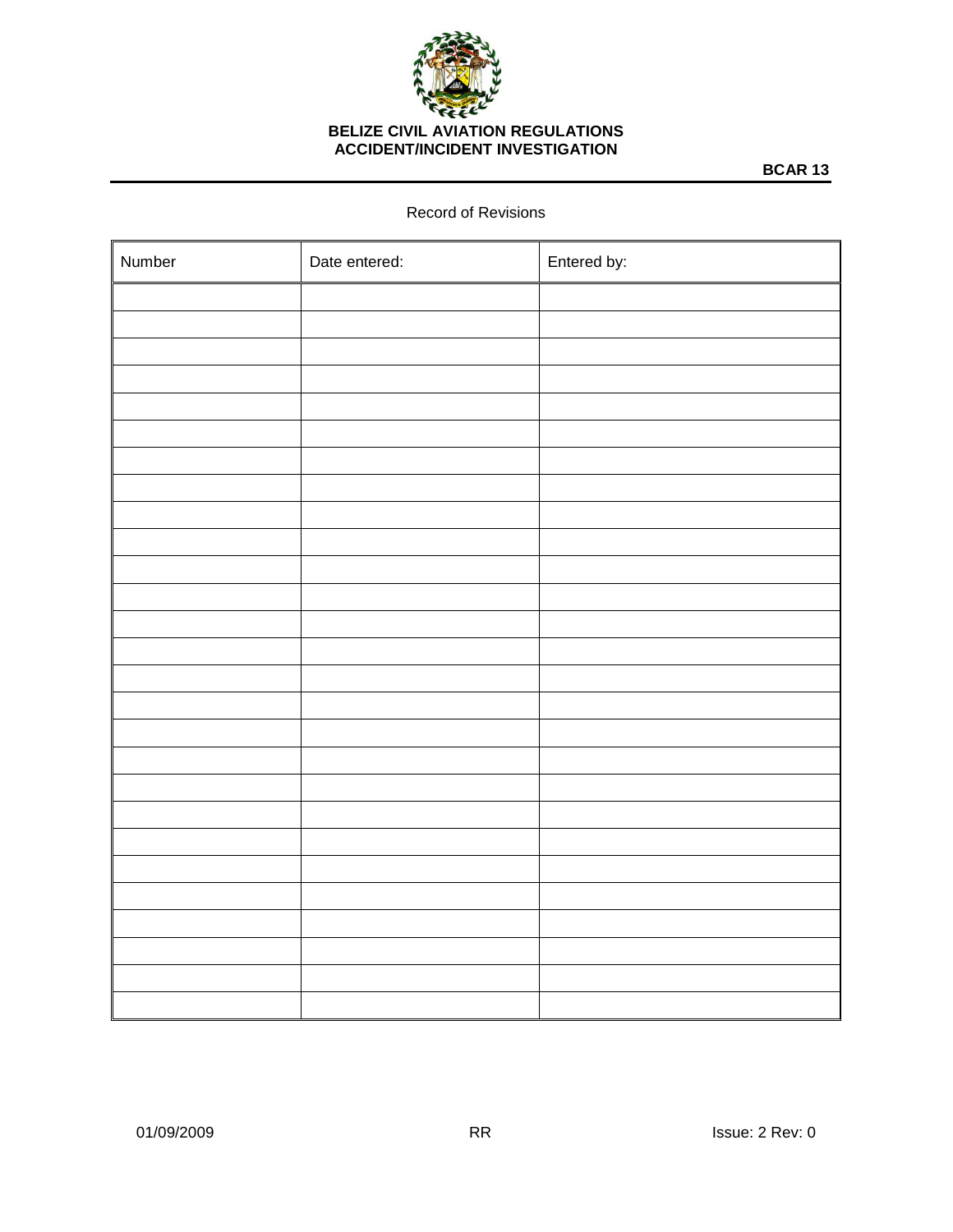Record of Revisions

| Number | Date entered: | Entered by: |
|---|---|---|
| | | |
| | | |
| | | |
| | | |
| | | |
| | | |
| | | |
| | | |
| | | |
| | | |
| | | |
| | | |
| | | |
| | | |
| | | |
| | | |
| | | |
| | | |
| | | |
| | | |
| | | |
| | | |
| | | |
| | | |
| | | |
| | | |
| | | |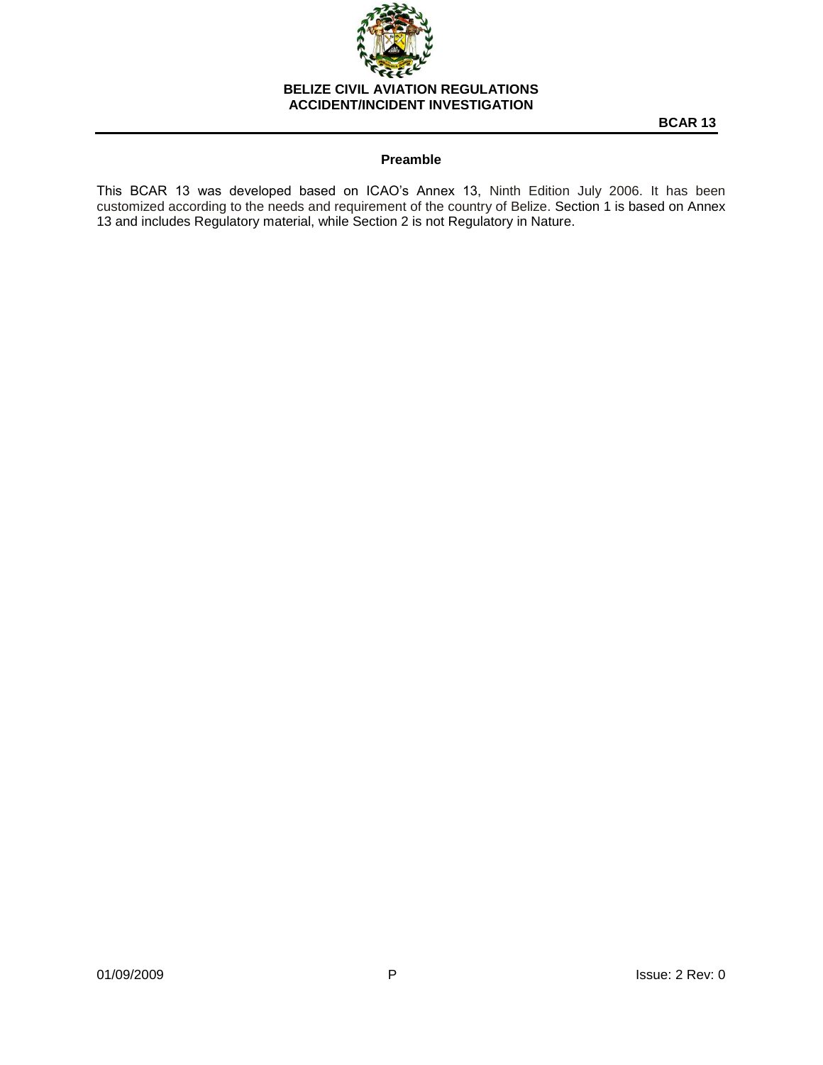## Preamble

This BCAR 13 was developed based on ICAO's Annex 13, Ninth Edition July 2006. It has been customized according to the needs and requirement of the country of Belize. Section 1 is based on Annex 13 and includes Regulatory material, while Section 2 is not Regulatory in Nature.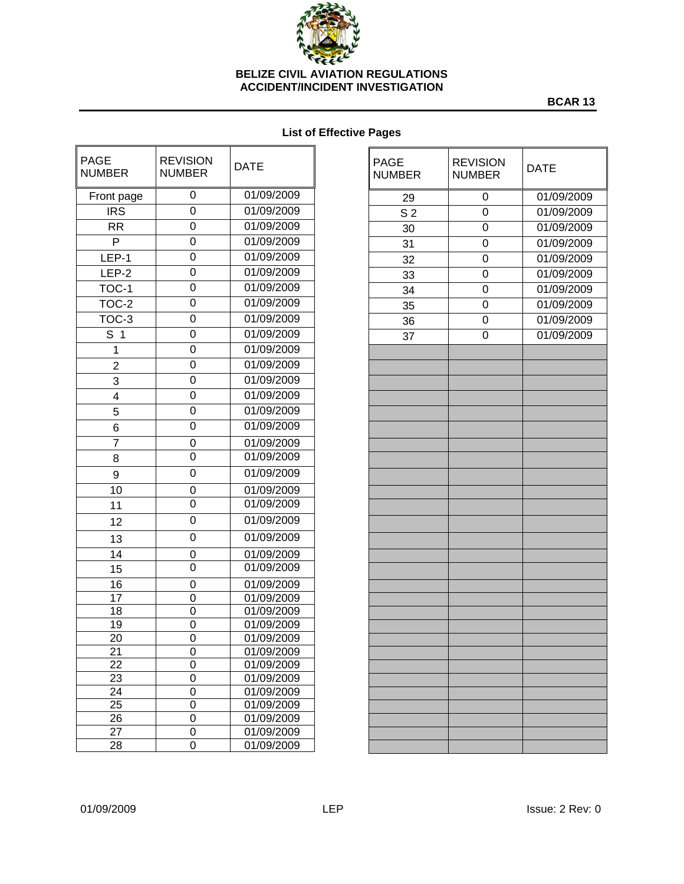## List of Effective Pages

| PAGE NUMBER | REVISION NUMBER | DATE |
|---|---|---|
| Front page | 0 | 01/09/2009 |
| IRS | 0 | 01/09/2009 |
| RR | 0 | 01/09/2009 |
| P | 0 | 01/09/2009 |
| LEP-1 | 0 | 01/09/2009 |
| LEP-2 | 0 | 01/09/2009 |
| TOC-1 | 0 | 01/09/2009 |
| TOC-2 | 0 | 01/09/2009 |
| TOC-3 | 0 | 01/09/2009 |
| S 1 | 0 | 01/09/2009 |
| 1 | 0 | 01/09/2009 |
| 2 | 0 | 01/09/2009 |
| 3 | 0 | 01/09/2009 |
| 4 | 0 | 01/09/2009 |
| 5 | 0 | 01/09/2009 |
| 6 | 0 | 01/09/2009 |
| 7 | 0 | 01/09/2009 |
| 8 | 0 | 01/09/2009 |
| 9 | 0 | 01/09/2009 |
| 10 | 0 | 01/09/2009 |
| 11 | 0 | 01/09/2009 |
| 12 | 0 | 01/09/2009 |
| 13 | 0 | 01/09/2009 |
| 14 | 0 | 01/09/2009 |
| 15 | 0 | 01/09/2009 |
| 16 | 0 | 01/09/2009 |
| 17 | 0 | 01/09/2009 |
| 18 | 0 | 01/09/2009 |
| 19 | 0 | 01/09/2009 |
| 20 | 0 | 01/09/2009 |
| 21 | 0 | 01/09/2009 |
| 22 | 0 | 01/09/2009 |
| 23 | 0 | 01/09/2009 |
| 24 | 0 | 01/09/2009 |
| 25 | 0 | 01/09/2009 |
| 26 | 0 | 01/09/2009 |
| 27 | 0 | 01/09/2009 |
| 28 | 0 | 01/09/2009 |
| 29 | 0 | 01/09/2009 |
| S 2 | 0 | 01/09/2009 |
| 30 | 0 | 01/09/2009 |
| 31 | 0 | 01/09/2009 |
| 32 | 0 | 01/09/2009 |
| 33 | 0 | 01/09/2009 |
| 34 | 0 | 01/09/2009 |
| 35 | 0 | 01/09/2009 |
| 36 | 0 | 01/09/2009 |
| 37 | 0 | 01/09/2009 |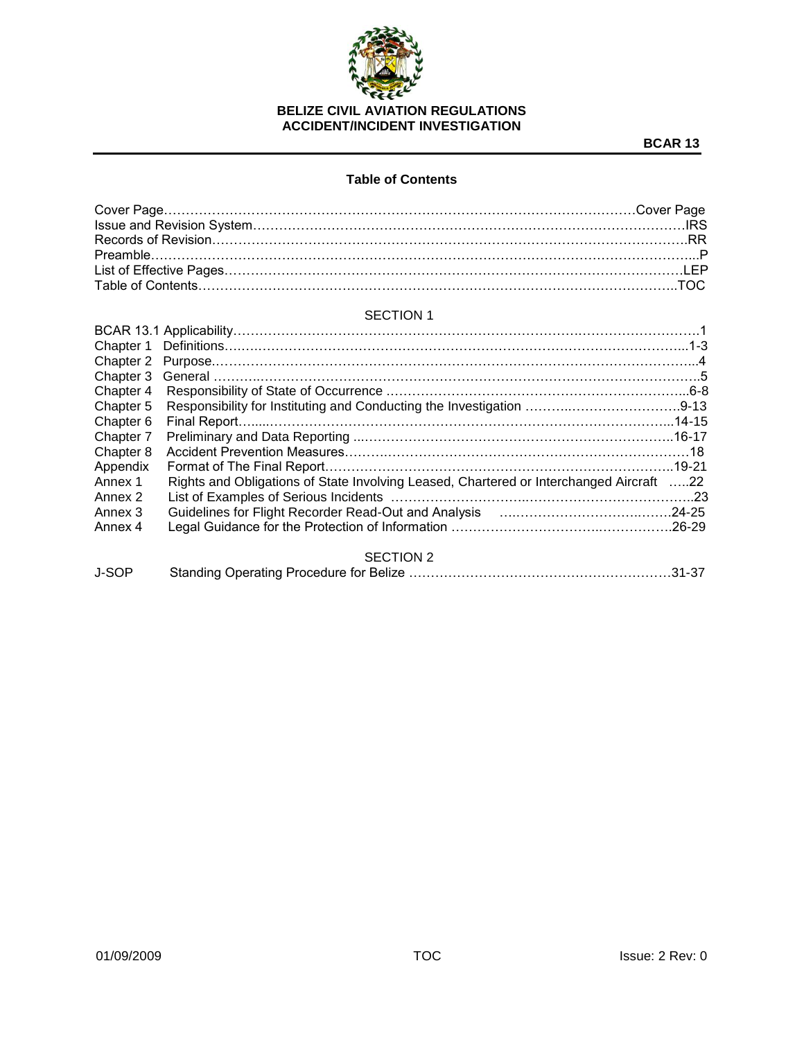**BELIZE CIVIL AVIATION REGULATIONS**
**ACCIDENT/INCIDENT INVESTIGATION**

**BCAR 13**

## Table of Contents

| | |
|---|---|
| Cover Page | Cover Page |
| Issue and Revision System | IRS |
| Records of Revision | RR |
| Preamble | P |
| List of Effective Pages | LEP |
| Table of Contents | TOC |

### SECTION 1

| | | |
|---|---|---|
| BCAR 13.1 | Applicability | 1 |
| Chapter 1 | Definitions | 1-3 |
| Chapter 2 | Purpose | 4 |
| Chapter 3 | General | 5 |
| Chapter 4 | Responsibility of State of Occurrence | 6-8 |
| Chapter 5 | Responsibility for Instituting and Conducting the Investigation | 9-13 |
| Chapter 6 | Final Report | 14-15 |
| Chapter 7 | Preliminary and Data Reporting | 16-17 |
| Chapter 8 | Accident Prevention Measures | 18 |
| Appendix | Format of The Final Report | 19-21 |
| Annex 1 | Rights and Obligations of State Involving Leased, Chartered or Interchanged Aircraft | 22 |
| Annex 2 | List of Examples of Serious Incidents | 23 |
| Annex 3 | Guidelines for Flight Recorder Read-Out and Analysis | 24-25 |
| Annex 4 | Legal Guidance for the Protection of Information | 26-29 |

### SECTION 2

| | | |
|---|---|---|
| J-SOP | Standing Operating Procedure for Belize | 31-37 |

01/09/2009 TOC Issue: 2 Rev: 0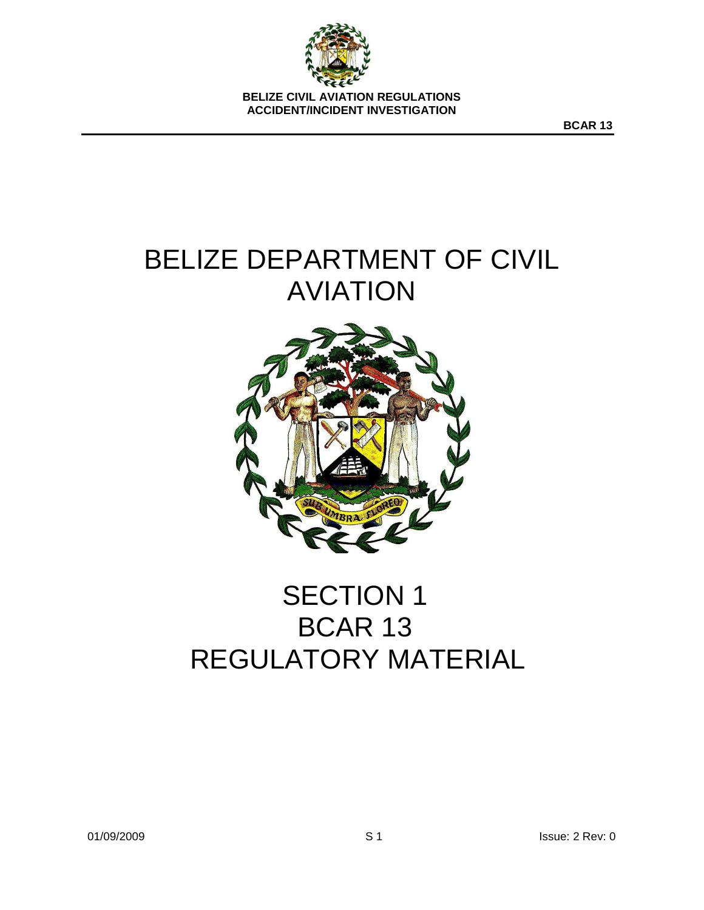# BELIZE DEPARTMENT OF CIVIL AVIATION

# SECTION 1
# BCAR 13
# REGULATORY MATERIAL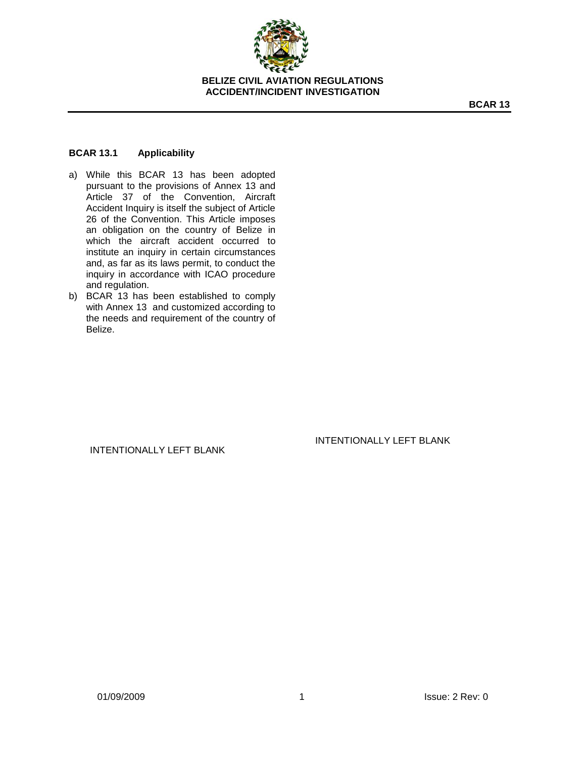## BCAR 13.1 Applicability

a) While this BCAR 13 has been adopted pursuant to the provisions of Annex 13 and Article 37 of the Convention, Aircraft Accident Inquiry is itself the subject of Article 26 of the Convention. This Article imposes an obligation on the country of Belize in which the aircraft accident occurred to institute an inquiry in certain circumstances and, as far as its laws permit, to conduct the inquiry in accordance with ICAO procedure and regulation.

b) BCAR 13 has been established to comply with Annex 13 and customized according to the needs and requirement of the country of Belize.

INTENTIONALLY LEFT BLANK

INTENTIONALLY LEFT BLANK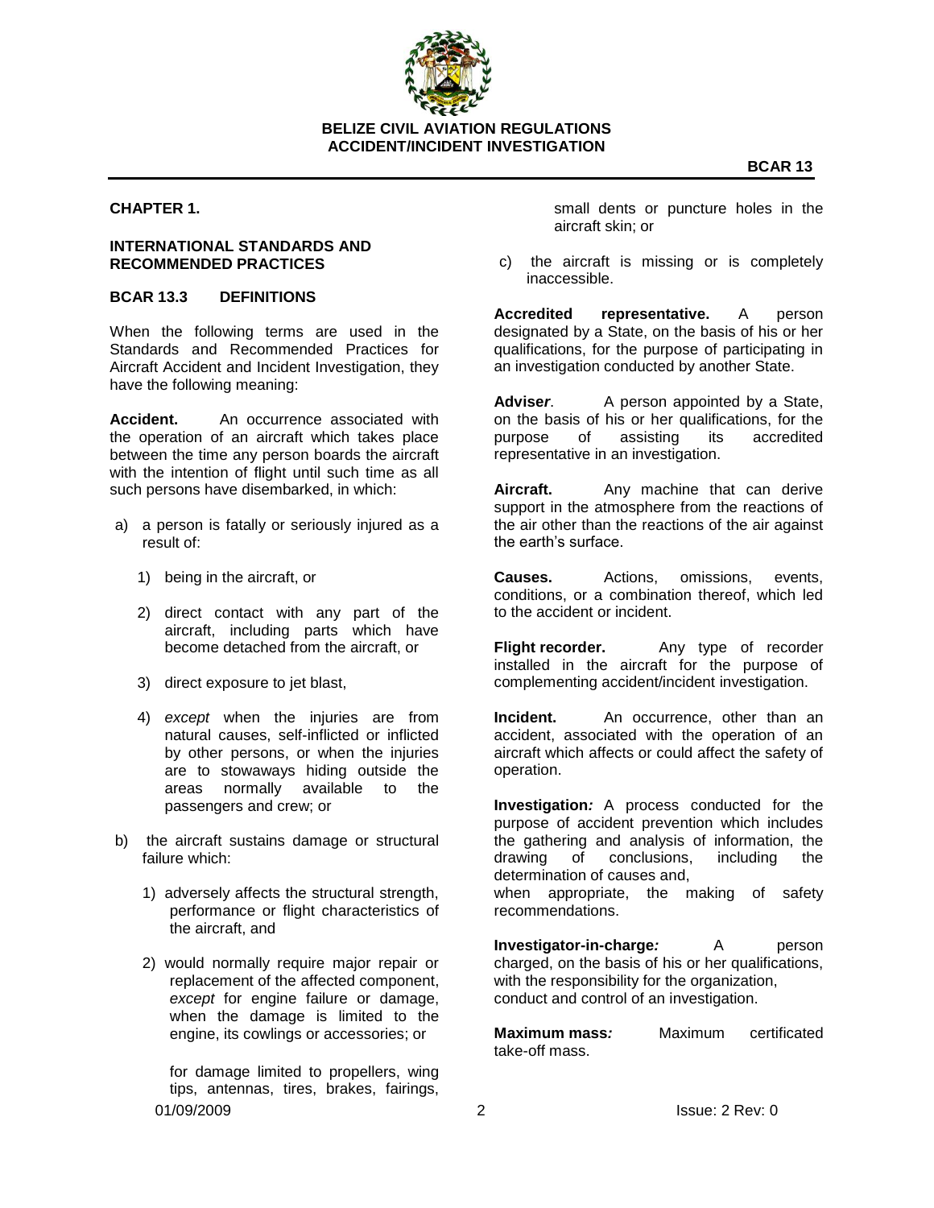## CHAPTER 1.

### INTERNATIONAL STANDARDS AND RECOMMENDED PRACTICES

### BCAR 13.3 DEFINITIONS

When the following terms are used in the Standards and Recommended Practices for Aircraft Accident and Incident Investigation, they have the following meaning:

**Accident.** An occurrence associated with the operation of an aircraft which takes place between the time any person boards the aircraft with the intention of flight until such time as all such persons have disembarked, in which:

a) a person is fatally or seriously injured as a result of:

   1) being in the aircraft, or

   2) direct contact with any part of the aircraft, including parts which have become detached from the aircraft, or

   3) direct exposure to jet blast,

   4) *except* when the injuries are from natural causes, self-inflicted or inflicted by other persons, or when the injuries are to stowaways hiding outside the areas normally available to the passengers and crew; or

b) the aircraft sustains damage or structural failure which:

   1) adversely affects the structural strength, performance or flight characteristics of the aircraft, and

   2) would normally require major repair or replacement of the affected component, *except* for engine failure or damage, when the damage is limited to the engine, its cowlings or accessories; or

   for damage limited to propellers, wing tips, antennas, tires, brakes, fairings, small dents or puncture holes in the aircraft skin; or

c) the aircraft is missing or is completely inaccessible.

**Accredited representative.** A person designated by a State, on the basis of his or her qualifications, for the purpose of participating in an investigation conducted by another State.

**Adviser*.*** A person appointed by a State, on the basis of his or her qualifications, for the purpose of assisting its accredited representative in an investigation.

**Aircraft.** Any machine that can derive support in the atmosphere from the reactions of the air other than the reactions of the air against the earth's surface.

**Causes.** Actions, omissions, events, conditions, or a combination thereof, which led to the accident or incident.

**Flight recorder.** Any type of recorder installed in the aircraft for the purpose of complementing accident/incident investigation.

**Incident.** An occurrence, other than an accident, associated with the operation of an aircraft which affects or could affect the safety of operation.

**Investigation*:*** A process conducted for the purpose of accident prevention which includes the gathering and analysis of information, the drawing of conclusions, including the determination of causes and,
when appropriate, the making of safety recommendations.

**Investigator-in-charge*:*** A person charged, on the basis of his or her qualifications, with the responsibility for the organization, conduct and control of an investigation.

**Maximum mass*:*** Maximum certificated take-off mass.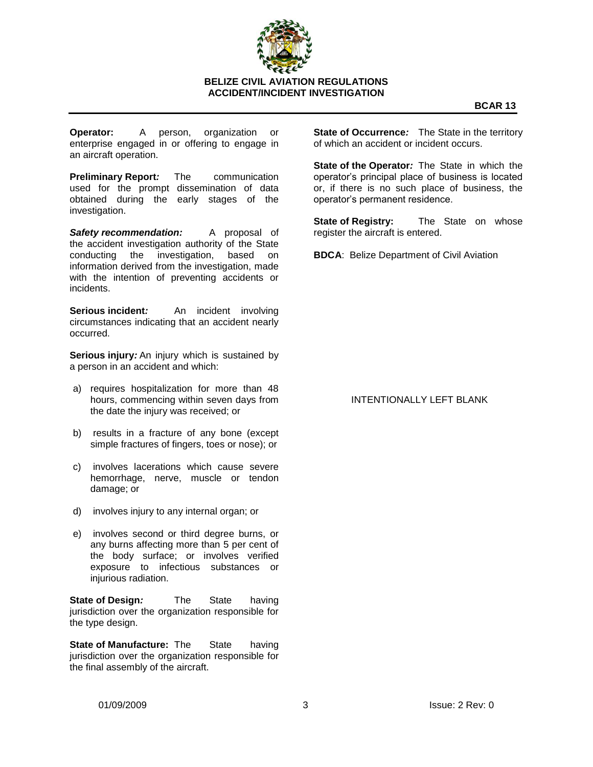**Operator:** A person, organization or enterprise engaged in or offering to engage in an aircraft operation.

**Preliminary Report***:* The communication used for the prompt dissemination of data obtained during the early stages of the investigation.

***Safety recommendation:*** A proposal of the accident investigation authority of the State conducting the investigation, based on information derived from the investigation, made with the intention of preventing accidents or incidents.

**Serious incident***:* An incident involving circumstances indicating that an accident nearly occurred.

**Serious injury***:* An injury which is sustained by a person in an accident and which:

a) requires hospitalization for more than 48 hours, commencing within seven days from the date the injury was received; or

b) results in a fracture of any bone (except simple fractures of fingers, toes or nose); or

c) involves lacerations which cause severe hemorrhage, nerve, muscle or tendon damage; or

d) involves injury to any internal organ; or

e) involves second or third degree burns, or any burns affecting more than 5 per cent of the body surface; or involves verified exposure to infectious substances or injurious radiation.

**State of Design***:* The State having jurisdiction over the organization responsible for the type design.

**State of Manufacture:** The State having jurisdiction over the organization responsible for the final assembly of the aircraft.

**State of Occurrence***:* The State in the territory of which an accident or incident occurs.

**State of the Operator***:* The State in which the operator's principal place of business is located or, if there is no such place of business, the operator's permanent residence.

**State of Registry:** The State on whose register the aircraft is entered.

**BDCA**: Belize Department of Civil Aviation

INTENTIONALLY LEFT BLANK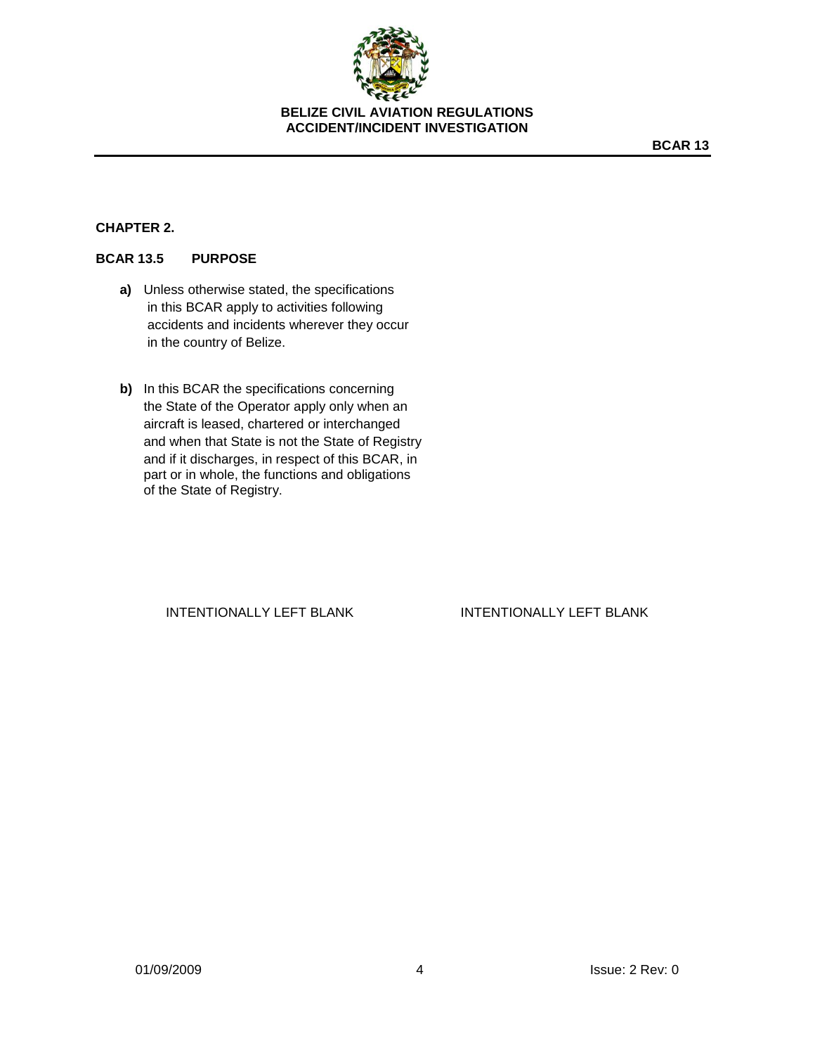## CHAPTER 2.

### BCAR 13.5 PURPOSE

**a)** Unless otherwise stated, the specifications in this BCAR apply to activities following accidents and incidents wherever they occur in the country of Belize.

**b)** In this BCAR the specifications concerning the State of the Operator apply only when an aircraft is leased, chartered or interchanged and when that State is not the State of Registry and if it discharges, in respect of this BCAR, in part or in whole, the functions and obligations of the State of Registry.

INTENTIONALLY LEFT BLANK

INTENTIONALLY LEFT BLANK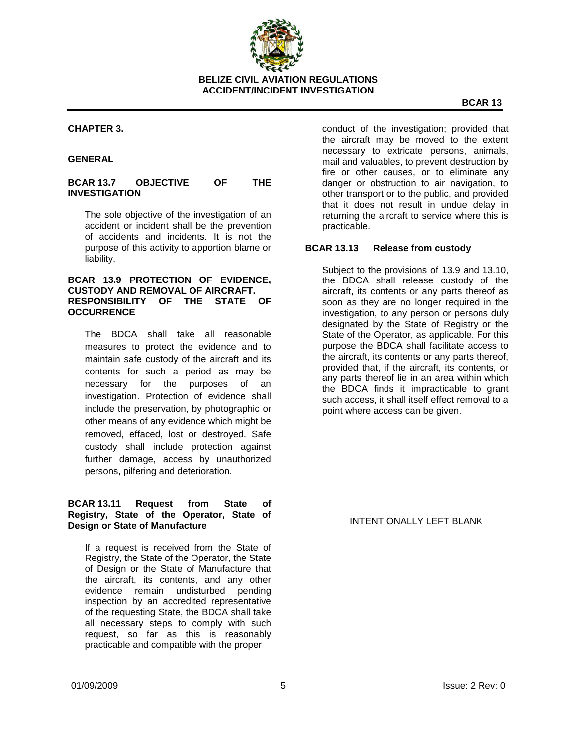## CHAPTER 3.

## GENERAL

### BCAR 13.7 OBJECTIVE OF THE INVESTIGATION

The sole objective of the investigation of an accident or incident shall be the prevention of accidents and incidents. It is not the purpose of this activity to apportion blame or liability.

### BCAR 13.9 PROTECTION OF EVIDENCE, CUSTODY AND REMOVAL OF AIRCRAFT. RESPONSIBILITY OF THE STATE OF OCCURRENCE

The BDCA shall take all reasonable measures to protect the evidence and to maintain safe custody of the aircraft and its contents for such a period as may be necessary for the purposes of an investigation. Protection of evidence shall include the preservation, by photographic or other means of any evidence which might be removed, effaced, lost or destroyed. Safe custody shall include protection against further damage, access by unauthorized persons, pilfering and deterioration.

### BCAR 13.11 Request from State of Registry, State of the Operator, State of Design or State of Manufacture

If a request is received from the State of Registry, the State of the Operator, the State of Design or the State of Manufacture that the aircraft, its contents, and any other evidence remain undisturbed pending inspection by an accredited representative of the requesting State, the BDCA shall take all necessary steps to comply with such request, so far as this is reasonably practicable and compatible with the proper conduct of the investigation; provided that the aircraft may be moved to the extent necessary to extricate persons, animals, mail and valuables, to prevent destruction by fire or other causes, or to eliminate any danger or obstruction to air navigation, to other transport or to the public, and provided that it does not result in undue delay in returning the aircraft to service where this is practicable.

### BCAR 13.13 Release from custody

Subject to the provisions of 13.9 and 13.10, the BDCA shall release custody of the aircraft, its contents or any parts thereof as soon as they are no longer required in the investigation, to any person or persons duly designated by the State of Registry or the State of the Operator, as applicable. For this purpose the BDCA shall facilitate access to the aircraft, its contents or any parts thereof, provided that, if the aircraft, its contents, or any parts thereof lie in an area within which the BDCA finds it impracticable to grant such access, it shall itself effect removal to a point where access can be given.

INTENTIONALLY LEFT BLANK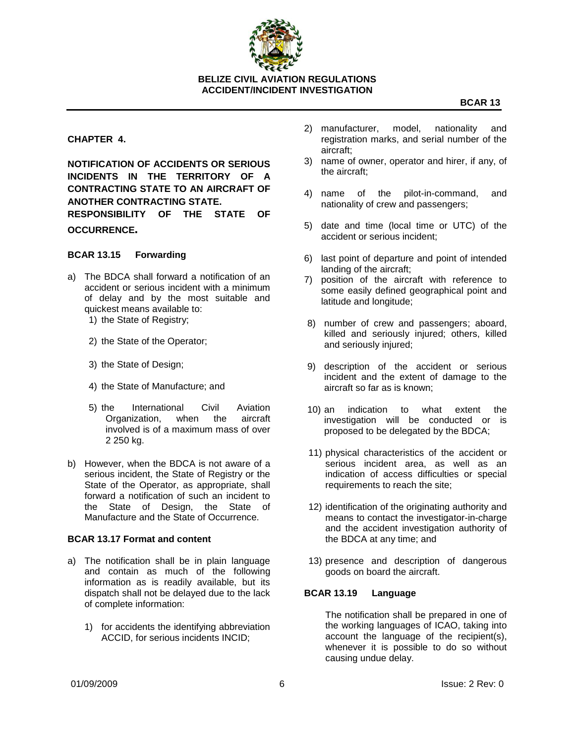## CHAPTER 4.

**NOTIFICATION OF ACCIDENTS OR SERIOUS INCIDENTS IN THE TERRITORY OF A CONTRACTING STATE TO AN AIRCRAFT OF ANOTHER CONTRACTING STATE. RESPONSIBILITY OF THE STATE OF OCCURRENCE.**

### BCAR 13.15 Forwarding

a) The BDCA shall forward a notification of an accident or serious incident with a minimum of delay and by the most suitable and quickest means available to:
   1) the State of Registry;
   2) the State of the Operator;
   3) the State of Design;
   4) the State of Manufacture; and
   5) the International Civil Aviation Organization, when the aircraft involved is of a maximum mass of over 2 250 kg.

b) However, when the BDCA is not aware of a serious incident, the State of Registry or the State of the Operator, as appropriate, shall forward a notification of such an incident to the State of Design, the State of Manufacture and the State of Occurrence.

### BCAR 13.17 Format and content

a) The notification shall be in plain language and contain as much of the following information as is readily available, but its dispatch shall not be delayed due to the lack of complete information:
   1) for accidents the identifying abbreviation ACCID, for serious incidents INCID;
   2) manufacturer, model, nationality and registration marks, and serial number of the aircraft;
   3) name of owner, operator and hirer, if any, of the aircraft;
   4) name of the pilot-in-command, and nationality of crew and passengers;
   5) date and time (local time or UTC) of the accident or serious incident;
   6) last point of departure and point of intended landing of the aircraft;
   7) position of the aircraft with reference to some easily defined geographical point and latitude and longitude;
   8) number of crew and passengers; aboard, killed and seriously injured; others, killed and seriously injured;
   9) description of the accident or serious incident and the extent of damage to the aircraft so far as is known;
   10) an indication to what extent the investigation will be conducted or is proposed to be delegated by the BDCA;
   11) physical characteristics of the accident or serious incident area, as well as an indication of access difficulties or special requirements to reach the site;
   12) identification of the originating authority and means to contact the investigator-in-charge and the accident investigation authority of the BDCA at any time; and
   13) presence and description of dangerous goods on board the aircraft.

### BCAR 13.19 Language

The notification shall be prepared in one of the working languages of ICAO, taking into account the language of the recipient(s), whenever it is possible to do so without causing undue delay.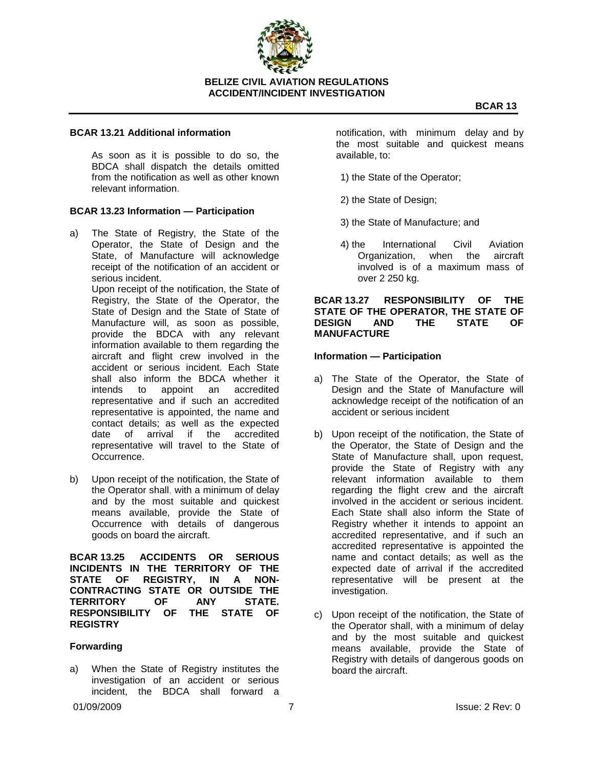### BCAR 13.21 Additional information

As soon as it is possible to do so, the BDCA shall dispatch the details omitted from the notification as well as other known relevant information.

### BCAR 13.23 Information — Participation

a) The State of Registry, the State of the Operator, the State of Design and the State, of Manufacture will acknowledge receipt of the notification of an accident or serious incident.
   Upon receipt of the notification, the State of Registry, the State of the Operator, the State of Design and the State of State of Manufacture will, as soon as possible, provide the BDCA with any relevant information available to them regarding the aircraft and flight crew involved in the accident or serious incident. Each State shall also inform the BDCA whether it intends to appoint an accredited representative and if such an accredited representative is appointed, the name and contact details; as well as the expected date of arrival if the accredited representative will travel to the State of Occurrence.

b) Upon receipt of the notification, the State of the Operator shall, with a minimum of delay and by the most suitable and quickest means available, provide the State of Occurrence with details of dangerous goods on board the aircraft.

### BCAR 13.25 ACCIDENTS OR SERIOUS INCIDENTS IN THE TERRITORY OF THE STATE OF REGISTRY, IN A NON-CONTRACTING STATE OR OUTSIDE THE TERRITORY OF ANY STATE. RESPONSIBILITY OF THE STATE OF REGISTRY

#### Forwarding

a) When the State of Registry institutes the investigation of an accident or serious incident, the BDCA shall forward a notification, with minimum delay and by the most suitable and quickest means available, to:

   1) the State of the Operator;

   2) the State of Design;

   3) the State of Manufacture; and

   4) the International Civil Aviation Organization, when the aircraft involved is of a maximum mass of over 2 250 kg.

### BCAR 13.27 RESPONSIBILITY OF THE STATE OF THE OPERATOR, THE STATE OF DESIGN AND THE STATE OF MANUFACTURE

#### Information — Participation

a) The State of the Operator, the State of Design and the State of Manufacture will acknowledge receipt of the notification of an accident or serious incident

b) Upon receipt of the notification, the State of the Operator, the State of Design and the State of Manufacture shall, upon request, provide the State of Registry with any relevant information available to them regarding the flight crew and the aircraft involved in the accident or serious incident. Each State shall also inform the State of Registry whether it intends to appoint an accredited representative, and if such an accredited representative is appointed the name and contact details; as well as the expected date of arrival if the accredited representative will be present at the investigation.

c) Upon receipt of the notification, the State of the Operator shall, with a minimum of delay and by the most suitable and quickest means available, provide the State of Registry with details of dangerous goods on board the aircraft.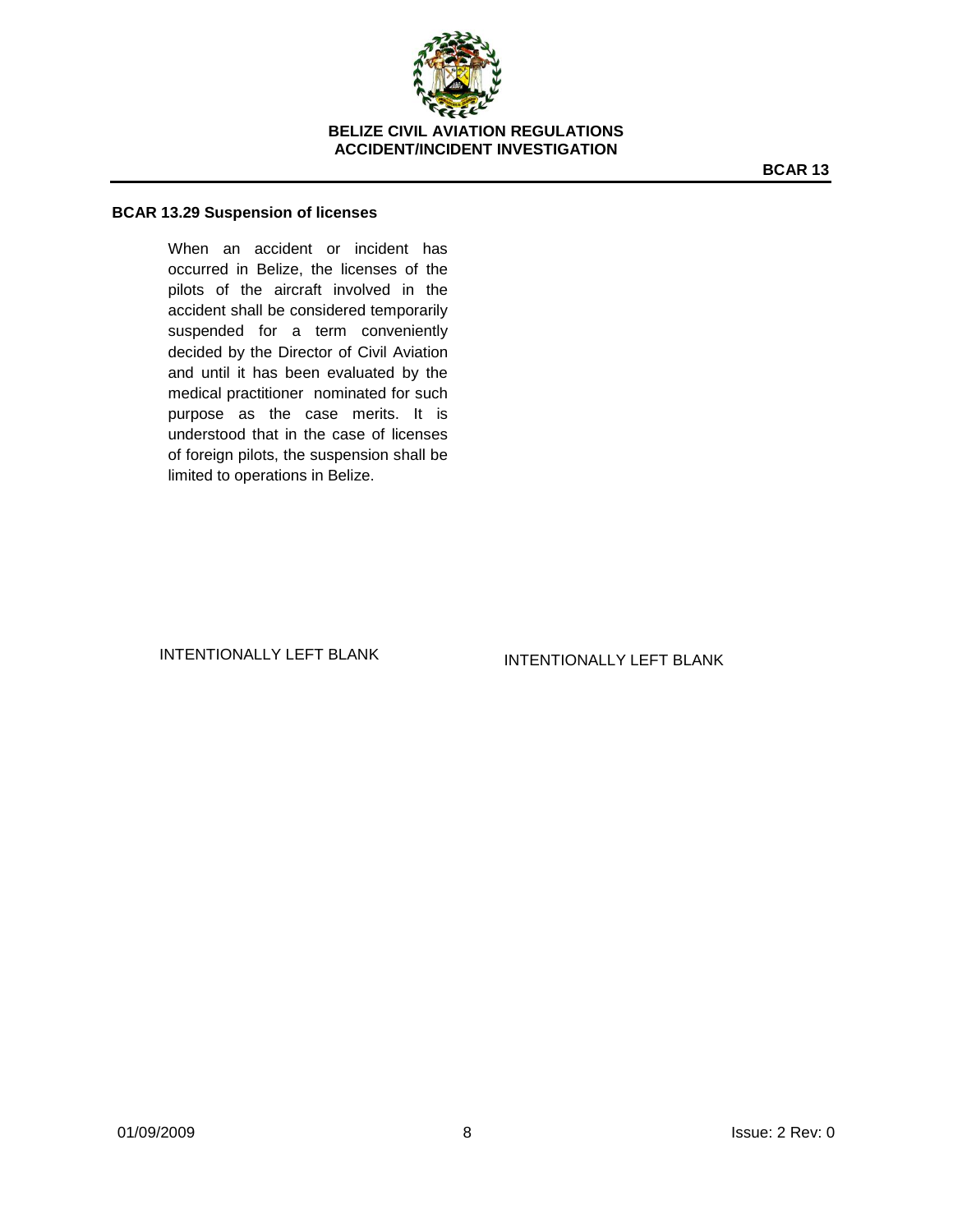### BCAR 13.29 Suspension of licenses

When an accident or incident has occurred in Belize, the licenses of the pilots of the aircraft involved in the accident shall be considered temporarily suspended for a term conveniently decided by the Director of Civil Aviation and until it has been evaluated by the medical practitioner nominated for such purpose as the case merits. It is understood that in the case of licenses of foreign pilots, the suspension shall be limited to operations in Belize.

INTENTIONALLY LEFT BLANK

INTENTIONALLY LEFT BLANK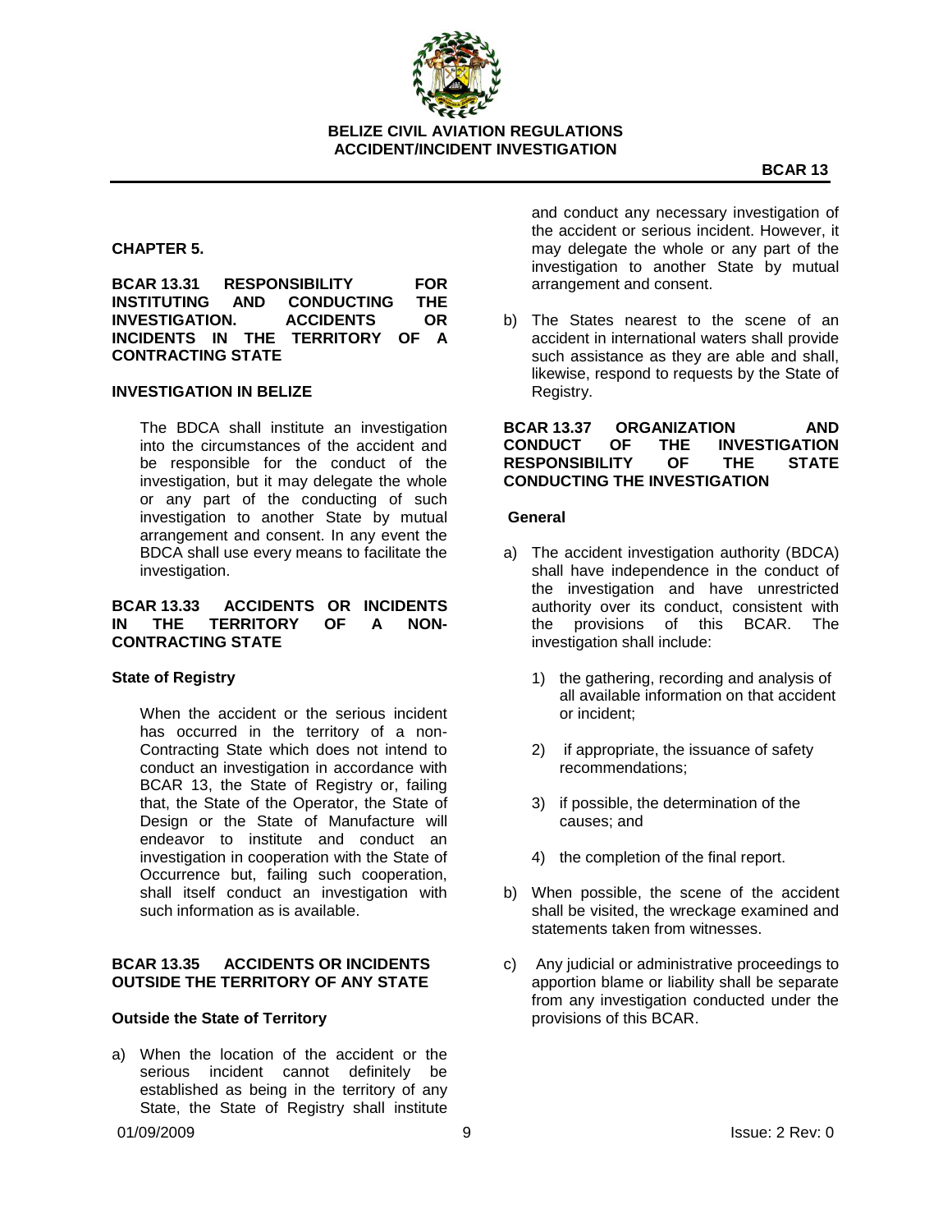## CHAPTER 5.

### BCAR 13.31 RESPONSIBILITY FOR INSTITUTING AND CONDUCTING THE INVESTIGATION. ACCIDENTS OR INCIDENTS IN THE TERRITORY OF A CONTRACTING STATE

**INVESTIGATION IN BELIZE**

The BDCA shall institute an investigation into the circumstances of the accident and be responsible for the conduct of the investigation, but it may delegate the whole or any part of the conducting of such investigation to another State by mutual arrangement and consent. In any event the BDCA shall use every means to facilitate the investigation.

### BCAR 13.33 ACCIDENTS OR INCIDENTS IN THE TERRITORY OF A NON-CONTRACTING STATE

**State of Registry**

When the accident or the serious incident has occurred in the territory of a non-Contracting State which does not intend to conduct an investigation in accordance with BCAR 13, the State of Registry or, failing that, the State of the Operator, the State of Design or the State of Manufacture will endeavor to institute and conduct an investigation in cooperation with the State of Occurrence but, failing such cooperation, shall itself conduct an investigation with such information as is available.

### BCAR 13.35 ACCIDENTS OR INCIDENTS OUTSIDE THE TERRITORY OF ANY STATE

**Outside the State of Territory**

a) When the location of the accident or the serious incident cannot definitely be established as being in the territory of any State, the State of Registry shall institute and conduct any necessary investigation of the accident or serious incident. However, it may delegate the whole or any part of the investigation to another State by mutual arrangement and consent.

b) The States nearest to the scene of an accident in international waters shall provide such assistance as they are able and shall, likewise, respond to requests by the State of Registry.

### BCAR 13.37 ORGANIZATION AND CONDUCT OF THE INVESTIGATION RESPONSIBILITY OF THE STATE CONDUCTING THE INVESTIGATION

**General**

a) The accident investigation authority (BDCA) shall have independence in the conduct of the investigation and have unrestricted authority over its conduct, consistent with the provisions of this BCAR. The investigation shall include:

   1) the gathering, recording and analysis of all available information on that accident or incident;

   2) if appropriate, the issuance of safety recommendations;

   3) if possible, the determination of the causes; and

   4) the completion of the final report.

b) When possible, the scene of the accident shall be visited, the wreckage examined and statements taken from witnesses.

c) Any judicial or administrative proceedings to apportion blame or liability shall be separate from any investigation conducted under the provisions of this BCAR.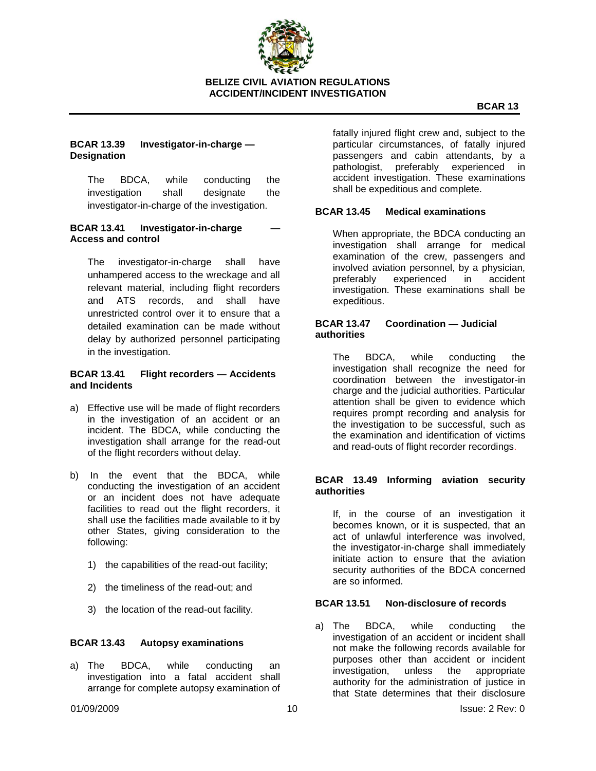### BCAR 13.39 Investigator-in-charge — Designation

The BDCA, while conducting the investigation shall designate the investigator-in-charge of the investigation.

### BCAR 13.41 Investigator-in-charge — Access and control

The investigator-in-charge shall have unhampered access to the wreckage and all relevant material, including flight recorders and ATS records, and shall have unrestricted control over it to ensure that a detailed examination can be made without delay by authorized personnel participating in the investigation.

### BCAR 13.41 Flight recorders — Accidents and Incidents

a) Effective use will be made of flight recorders in the investigation of an accident or an incident. The BDCA, while conducting the investigation shall arrange for the read-out of the flight recorders without delay.

b) In the event that the BDCA, while conducting the investigation of an accident or an incident does not have adequate facilities to read out the flight recorders, it shall use the facilities made available to it by other States, giving consideration to the following:

   1) the capabilities of the read-out facility;

   2) the timeliness of the read-out; and

   3) the location of the read-out facility.

### BCAR 13.43 Autopsy examinations

a) The BDCA, while conducting an investigation into a fatal accident shall arrange for complete autopsy examination of fatally injured flight crew and, subject to the particular circumstances, of fatally injured passengers and cabin attendants, by a pathologist, preferably experienced in accident investigation. These examinations shall be expeditious and complete.

### BCAR 13.45 Medical examinations

When appropriate, the BDCA conducting an investigation shall arrange for medical examination of the crew, passengers and involved aviation personnel, by a physician, preferably experienced in accident investigation. These examinations shall be expeditious.

### BCAR 13.47 Coordination — Judicial authorities

The BDCA, while conducting the investigation shall recognize the need for coordination between the investigator-in charge and the judicial authorities. Particular attention shall be given to evidence which requires prompt recording and analysis for the investigation to be successful, such as the examination and identification of victims and read-outs of flight recorder recordings.

### BCAR 13.49 Informing aviation security authorities

If, in the course of an investigation it becomes known, or it is suspected, that an act of unlawful interference was involved, the investigator-in-charge shall immediately initiate action to ensure that the aviation security authorities of the BDCA concerned are so informed.

### BCAR 13.51 Non-disclosure of records

a) The BDCA, while conducting the investigation of an accident or incident shall not make the following records available for purposes other than accident or incident investigation, unless the appropriate authority for the administration of justice in that State determines that their disclosure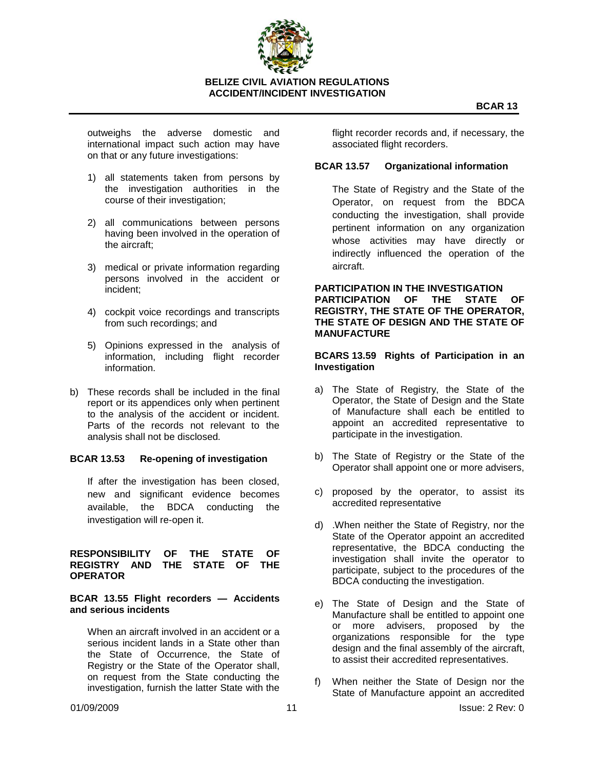outweighs the adverse domestic and international impact such action may have on that or any future investigations:

1) all statements taken from persons by the investigation authorities in the course of their investigation;

2) all communications between persons having been involved in the operation of the aircraft;

3) medical or private information regarding persons involved in the accident or incident;

4) cockpit voice recordings and transcripts from such recordings; and

5) Opinions expressed in the analysis of information, including flight recorder information.

b) These records shall be included in the final report or its appendices only when pertinent to the analysis of the accident or incident. Parts of the records not relevant to the analysis shall not be disclosed.

**BCAR 13.53 Re-opening of investigation**

If after the investigation has been closed, new and significant evidence becomes available, the BDCA conducting the investigation will re-open it.

**RESPONSIBILITY OF THE STATE OF REGISTRY AND THE STATE OF THE OPERATOR**

**BCAR 13.55 Flight recorders — Accidents and serious incidents**

When an aircraft involved in an accident or a serious incident lands in a State other than the State of Occurrence, the State of Registry or the State of the Operator shall, on request from the State conducting the investigation, furnish the latter State with the flight recorder records and, if necessary, the associated flight recorders.

**BCAR 13.57 Organizational information**

The State of Registry and the State of the Operator, on request from the BDCA conducting the investigation, shall provide pertinent information on any organization whose activities may have directly or indirectly influenced the operation of the aircraft.

**PARTICIPATION IN THE INVESTIGATION PARTICIPATION OF THE STATE OF REGISTRY, THE STATE OF THE OPERATOR, THE STATE OF DESIGN AND THE STATE OF MANUFACTURE**

**BCARS 13.59 Rights of Participation in an Investigation**

a) The State of Registry, the State of the Operator, the State of Design and the State of Manufacture shall each be entitled to appoint an accredited representative to participate in the investigation.

b) The State of Registry or the State of the Operator shall appoint one or more advisers,

c) proposed by the operator, to assist its accredited representative

d) .When neither the State of Registry, nor the State of the Operator appoint an accredited representative, the BDCA conducting the investigation shall invite the operator to participate, subject to the procedures of the BDCA conducting the investigation.

e) The State of Design and the State of Manufacture shall be entitled to appoint one or more advisers, proposed by the organizations responsible for the type design and the final assembly of the aircraft, to assist their accredited representatives.

f) When neither the State of Design nor the State of Manufacture appoint an accredited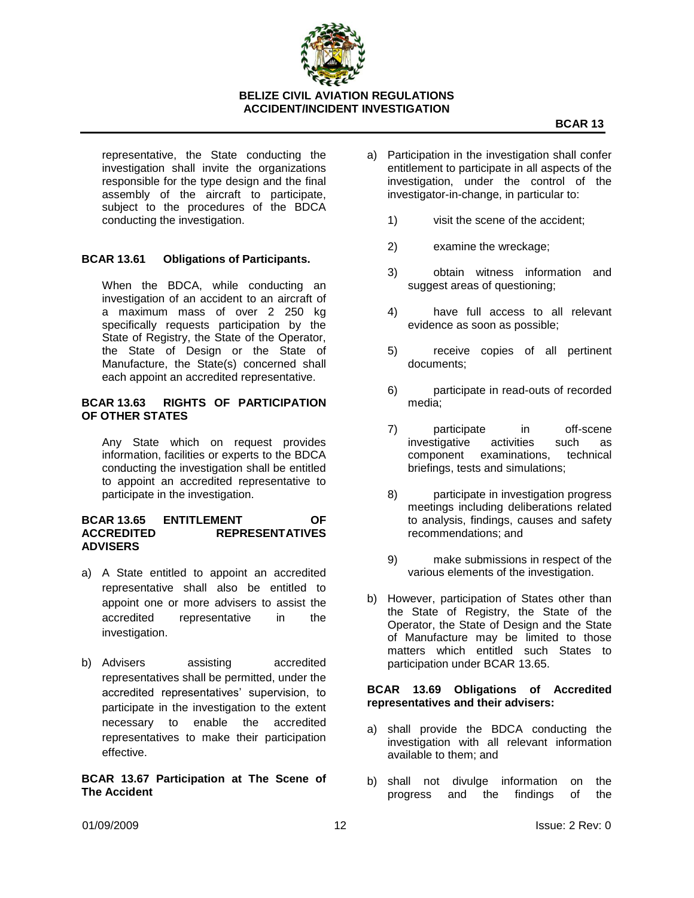representative, the State conducting the investigation shall invite the organizations responsible for the type design and the final assembly of the aircraft to participate, subject to the procedures of the BDCA conducting the investigation.

### BCAR 13.61 Obligations of Participants.

When the BDCA, while conducting an investigation of an accident to an aircraft of a maximum mass of over 2 250 kg specifically requests participation by the State of Registry, the State of the Operator, the State of Design or the State of Manufacture, the State(s) concerned shall each appoint an accredited representative.

### BCAR 13.63 RIGHTS OF PARTICIPATION OF OTHER STATES

Any State which on request provides information, facilities or experts to the BDCA conducting the investigation shall be entitled to appoint an accredited representative to participate in the investigation.

### BCAR 13.65 ENTITLEMENT OF ACCREDITED REPRESENTATIVES ADVISERS

a) A State entitled to appoint an accredited representative shall also be entitled to appoint one or more advisers to assist the accredited representative in the investigation.

b) Advisers assisting accredited representatives shall be permitted, under the accredited representatives' supervision, to participate in the investigation to the extent necessary to enable the accredited representatives to make their participation effective.

### BCAR 13.67 Participation at The Scene of The Accident

a) Participation in the investigation shall confer entitlement to participate in all aspects of the investigation, under the control of the investigator-in-change, in particular to:

   1) visit the scene of the accident;

   2) examine the wreckage;

   3) obtain witness information and suggest areas of questioning;

   4) have full access to all relevant evidence as soon as possible;

   5) receive copies of all pertinent documents;

   6) participate in read-outs of recorded media;

   7) participate in off-scene investigative activities such as component examinations, technical briefings, tests and simulations;

   8) participate in investigation progress meetings including deliberations related to analysis, findings, causes and safety recommendations; and

   9) make submissions in respect of the various elements of the investigation.

b) However, participation of States other than the State of Registry, the State of the Operator, the State of Design and the State of Manufacture may be limited to those matters which entitled such States to participation under BCAR 13.65.

### BCAR 13.69 Obligations of Accredited representatives and their advisers:

a) shall provide the BDCA conducting the investigation with all relevant information available to them; and

b) shall not divulge information on the progress and the findings of the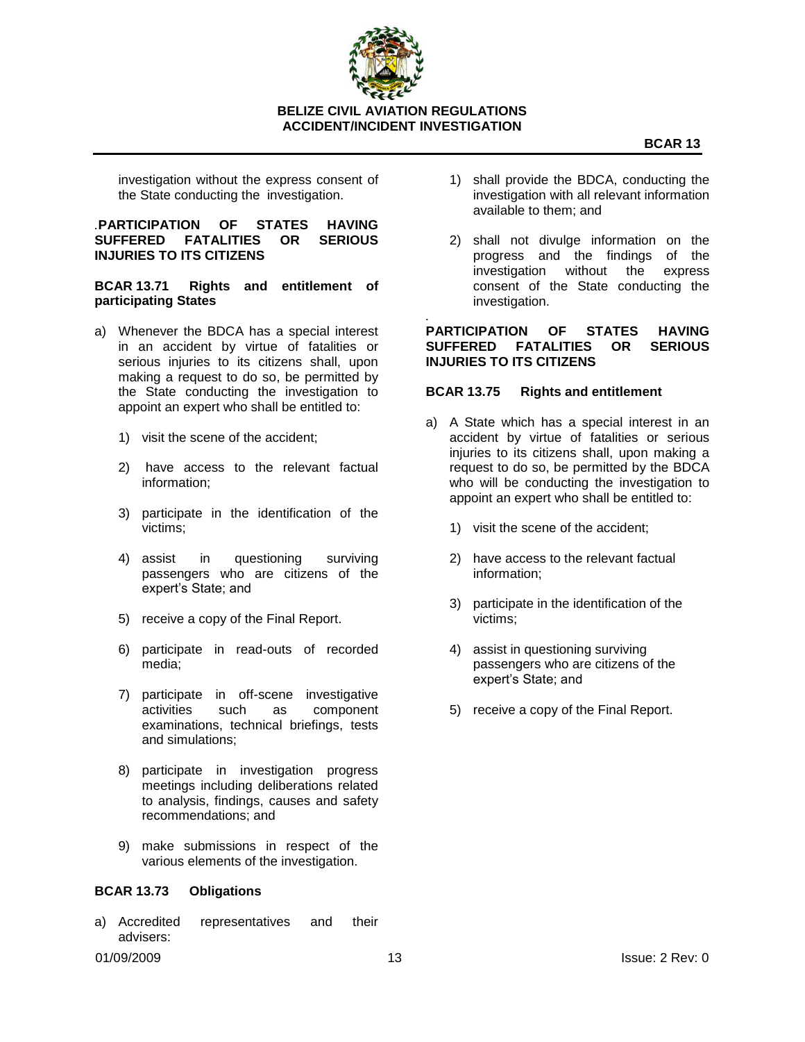investigation without the express consent of the State conducting the investigation.

### .PARTICIPATION OF STATES HAVING SUFFERED FATALITIES OR SERIOUS INJURIES TO ITS CITIZENS

**BCAR 13.71 Rights and entitlement of participating States**

a) Whenever the BDCA has a special interest in an accident by virtue of fatalities or serious injuries to its citizens shall, upon making a request to do so, be permitted by the State conducting the investigation to appoint an expert who shall be entitled to:

1) visit the scene of the accident;

2) have access to the relevant factual information;

3) participate in the identification of the victims;

4) assist in questioning surviving passengers who are citizens of the expert's State; and

5) receive a copy of the Final Report.

6) participate in read-outs of recorded media;

7) participate in off-scene investigative activities such as component examinations, technical briefings, tests and simulations;

8) participate in investigation progress meetings including deliberations related to analysis, findings, causes and safety recommendations; and

9) make submissions in respect of the various elements of the investigation.

**BCAR 13.73 Obligations**

a) Accredited representatives and their advisers:

1) shall provide the BDCA, conducting the investigation with all relevant information available to them; and

2) shall not divulge information on the progress and the findings of the investigation without the express consent of the State conducting the investigation.

.

### PARTICIPATION OF STATES HAVING SUFFERED FATALITIES OR SERIOUS INJURIES TO ITS CITIZENS

**BCAR 13.75 Rights and entitlement**

a) A State which has a special interest in an accident by virtue of fatalities or serious injuries to its citizens shall, upon making a request to do so, be permitted by the BDCA who will be conducting the investigation to appoint an expert who shall be entitled to:

1) visit the scene of the accident;

2) have access to the relevant factual information;

3) participate in the identification of the victims;

4) assist in questioning surviving passengers who are citizens of the expert's State; and

5) receive a copy of the Final Report.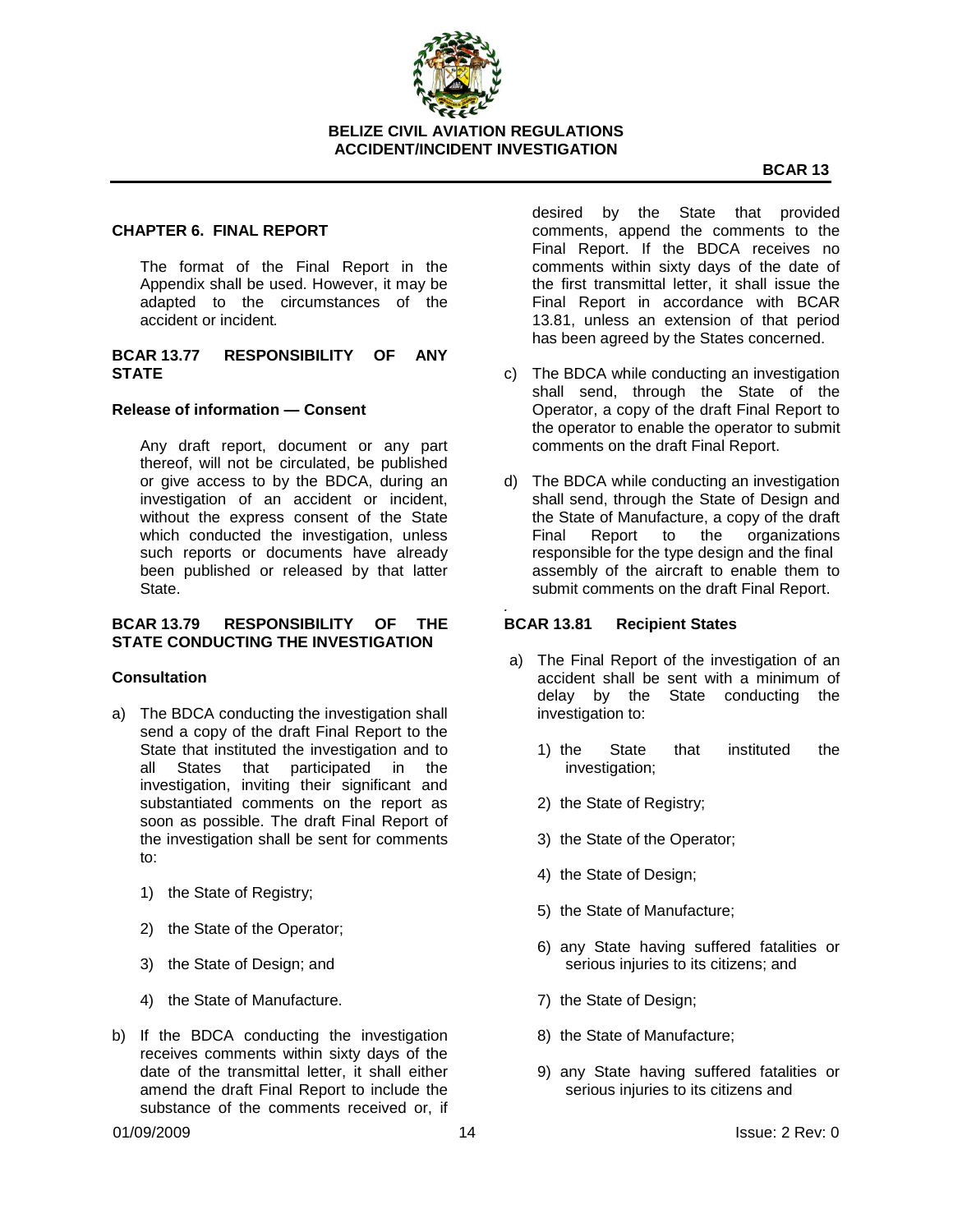## CHAPTER 6. FINAL REPORT

The format of the Final Report in the Appendix shall be used. However, it may be adapted to the circumstances of the accident or incident.

### BCAR 13.77 RESPONSIBILITY OF ANY STATE

#### Release of information — Consent

Any draft report, document or any part thereof, will not be circulated, be published or give access to by the BDCA, during an investigation of an accident or incident, without the express consent of the State which conducted the investigation, unless such reports or documents have already been published or released by that latter State.

### BCAR 13.79 RESPONSIBILITY OF THE STATE CONDUCTING THE INVESTIGATION

#### Consultation

a) The BDCA conducting the investigation shall send a copy of the draft Final Report to the State that instituted the investigation and to all States that participated in the investigation, inviting their significant and substantiated comments on the report as soon as possible. The draft Final Report of the investigation shall be sent for comments to:

   1) the State of Registry;

   2) the State of the Operator;

   3) the State of Design; and

   4) the State of Manufacture.

b) If the BDCA conducting the investigation receives comments within sixty days of the date of the transmittal letter, it shall either amend the draft Final Report to include the substance of the comments received or, if desired by the State that provided comments, append the comments to the Final Report. If the BDCA receives no comments within sixty days of the date of the first transmittal letter, it shall issue the Final Report in accordance with BCAR 13.81, unless an extension of that period has been agreed by the States concerned.

c) The BDCA while conducting an investigation shall send, through the State of the Operator, a copy of the draft Final Report to the operator to enable the operator to submit comments on the draft Final Report.

d) The BDCA while conducting an investigation shall send, through the State of Design and the State of Manufacture, a copy of the draft Final Report to the organizations responsible for the type design and the final assembly of the aircraft to enable them to submit comments on the draft Final Report.

### BCAR 13.81 Recipient States

a) The Final Report of the investigation of an accident shall be sent with a minimum of delay by the State conducting the investigation to:

   1) the State that instituted the investigation;

   2) the State of Registry;

   3) the State of the Operator;

   4) the State of Design;

   5) the State of Manufacture;

   6) any State having suffered fatalities or serious injuries to its citizens; and

   7) the State of Design;

   8) the State of Manufacture;

   9) any State having suffered fatalities or serious injuries to its citizens and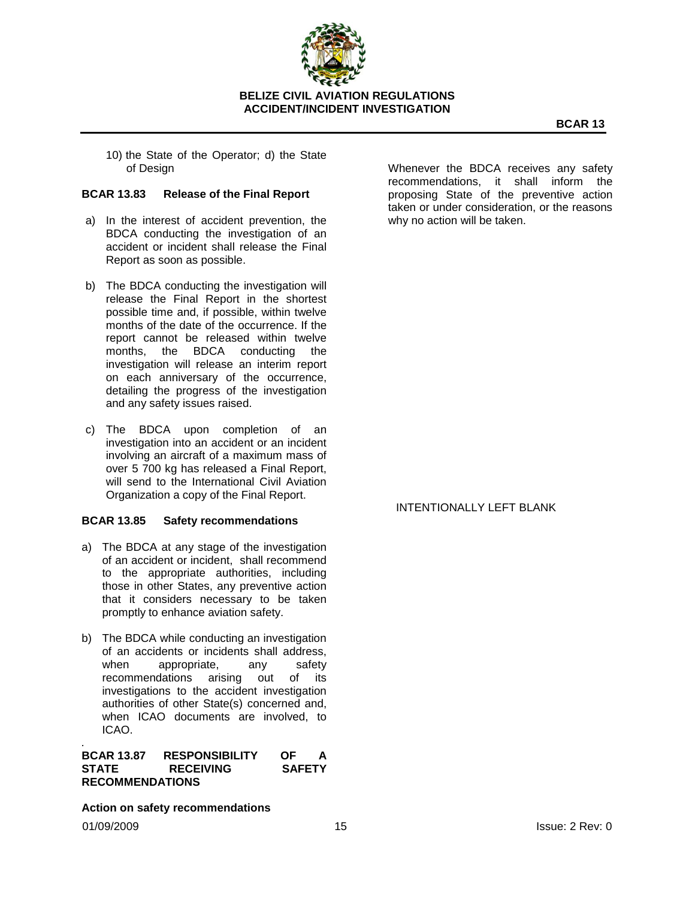10) the State of the Operator; d) the State of Design

### BCAR 13.83 Release of the Final Report

a) In the interest of accident prevention, the BDCA conducting the investigation of an accident or incident shall release the Final Report as soon as possible.

b) The BDCA conducting the investigation will release the Final Report in the shortest possible time and, if possible, within twelve months of the date of the occurrence. If the report cannot be released within twelve months, the BDCA conducting the investigation will release an interim report on each anniversary of the occurrence, detailing the progress of the investigation and any safety issues raised.

c) The BDCA upon completion of an investigation into an accident or an incident involving an aircraft of a maximum mass of over 5 700 kg has released a Final Report, will send to the International Civil Aviation Organization a copy of the Final Report.

### BCAR 13.85 Safety recommendations

a) The BDCA at any stage of the investigation of an accident or incident, shall recommend to the appropriate authorities, including those in other States, any preventive action that it considers necessary to be taken promptly to enhance aviation safety.

b) The BDCA while conducting an investigation of an accidents or incidents shall address, when appropriate, any safety recommendations arising out of its investigations to the accident investigation authorities of other State(s) concerned and, when ICAO documents are involved, to ICAO.

.

### BCAR 13.87 RESPONSIBILITY OF A STATE RECEIVING SAFETY RECOMMENDATIONS

**Action on safety recommendations**

Whenever the BDCA receives any safety recommendations, it shall inform the proposing State of the preventive action taken or under consideration, or the reasons why no action will be taken.

INTENTIONALLY LEFT BLANK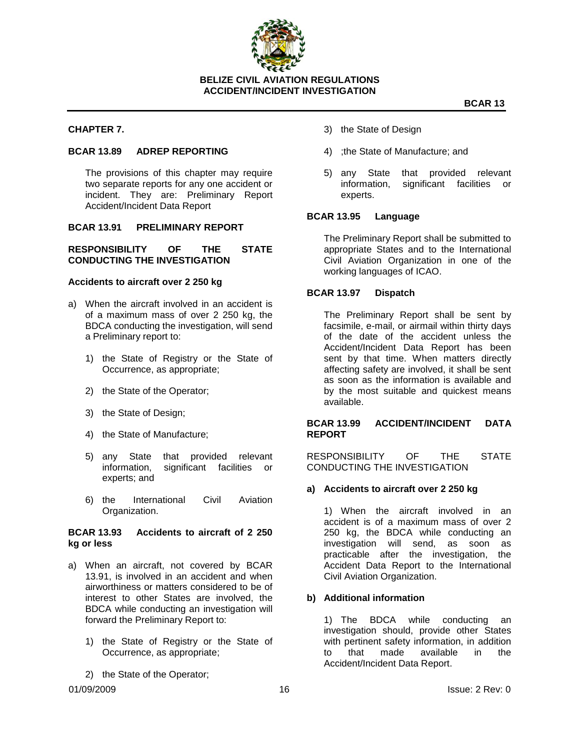## CHAPTER 7.

### BCAR 13.89 ADREP REPORTING

The provisions of this chapter may require two separate reports for any one accident or incident. They are: Preliminary Report Accident/Incident Data Report

### BCAR 13.91 PRELIMINARY REPORT

**RESPONSIBILITY OF THE STATE CONDUCTING THE INVESTIGATION**

**Accidents to aircraft over 2 250 kg**

a) When the aircraft involved in an accident is of a maximum mass of over 2 250 kg, the BDCA conducting the investigation, will send a Preliminary report to:

1) the State of Registry or the State of Occurrence, as appropriate;
2) the State of the Operator;
3) the State of Design;
4) the State of Manufacture;
5) any State that provided relevant information, significant facilities or experts; and
6) the International Civil Aviation Organization.

### BCAR 13.93 Accidents to aircraft of 2 250 kg or less

a) When an aircraft, not covered by BCAR 13.91, is involved in an accident and when airworthiness or matters considered to be of interest to other States are involved, the BDCA while conducting an investigation will forward the Preliminary Report to:

1) the State of Registry or the State of Occurrence, as appropriate;
2) the State of the Operator;
3) the State of Design
4) ;the State of Manufacture; and
5) any State that provided relevant information, significant facilities or experts.

### BCAR 13.95 Language

The Preliminary Report shall be submitted to appropriate States and to the International Civil Aviation Organization in one of the working languages of ICAO.

### BCAR 13.97 Dispatch

The Preliminary Report shall be sent by facsimile, e-mail, or airmail within thirty days of the date of the accident unless the Accident/Incident Data Report has been sent by that time. When matters directly affecting safety are involved, it shall be sent as soon as the information is available and by the most suitable and quickest means available.

### BCAR 13.99 ACCIDENT/INCIDENT DATA REPORT

RESPONSIBILITY OF THE STATE CONDUCTING THE INVESTIGATION

**a) Accidents to aircraft over 2 250 kg**

1) When the aircraft involved in an accident is of a maximum mass of over 2 250 kg, the BDCA while conducting an investigation will send, as soon as practicable after the investigation, the Accident Data Report to the International Civil Aviation Organization.

**b) Additional information**

1) The BDCA while conducting an investigation should, provide other States with pertinent safety information, in addition to that made available in the Accident/Incident Data Report.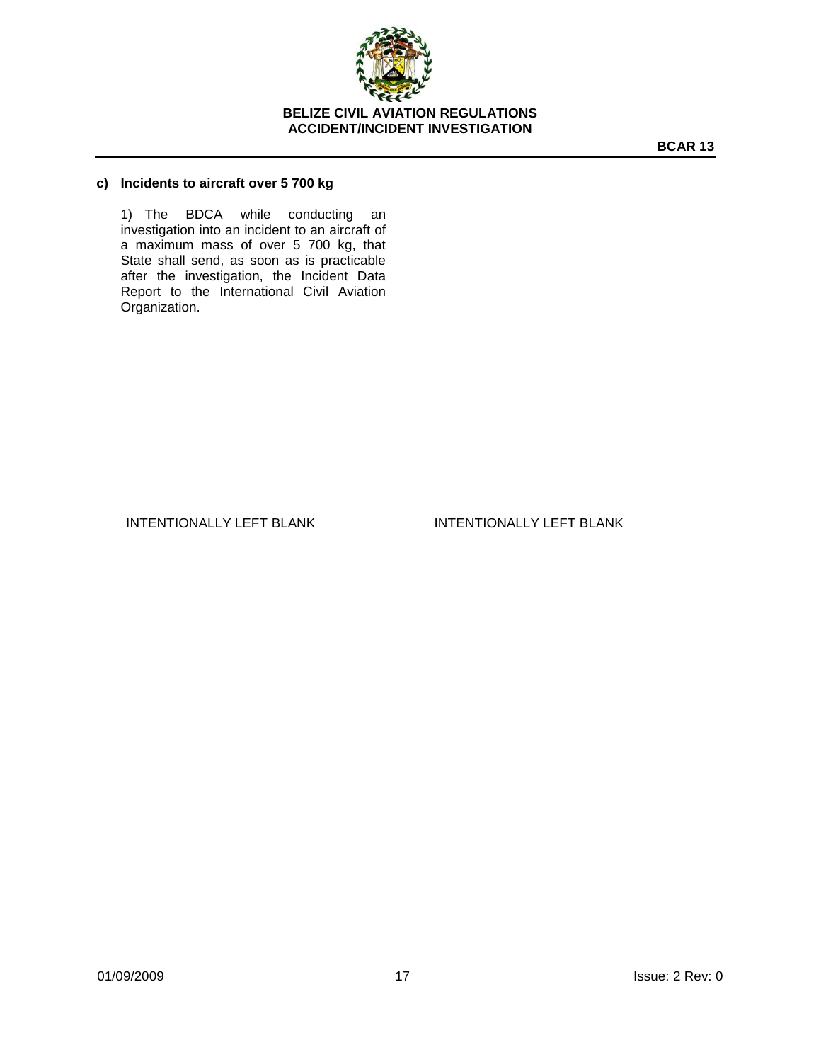**c) Incidents to aircraft over 5 700 kg**

1) The BDCA while conducting an investigation into an incident to an aircraft of a maximum mass of over 5 700 kg, that State shall send, as soon as is practicable after the investigation, the Incident Data Report to the International Civil Aviation Organization.

INTENTIONALLY LEFT BLANK

INTENTIONALLY LEFT BLANK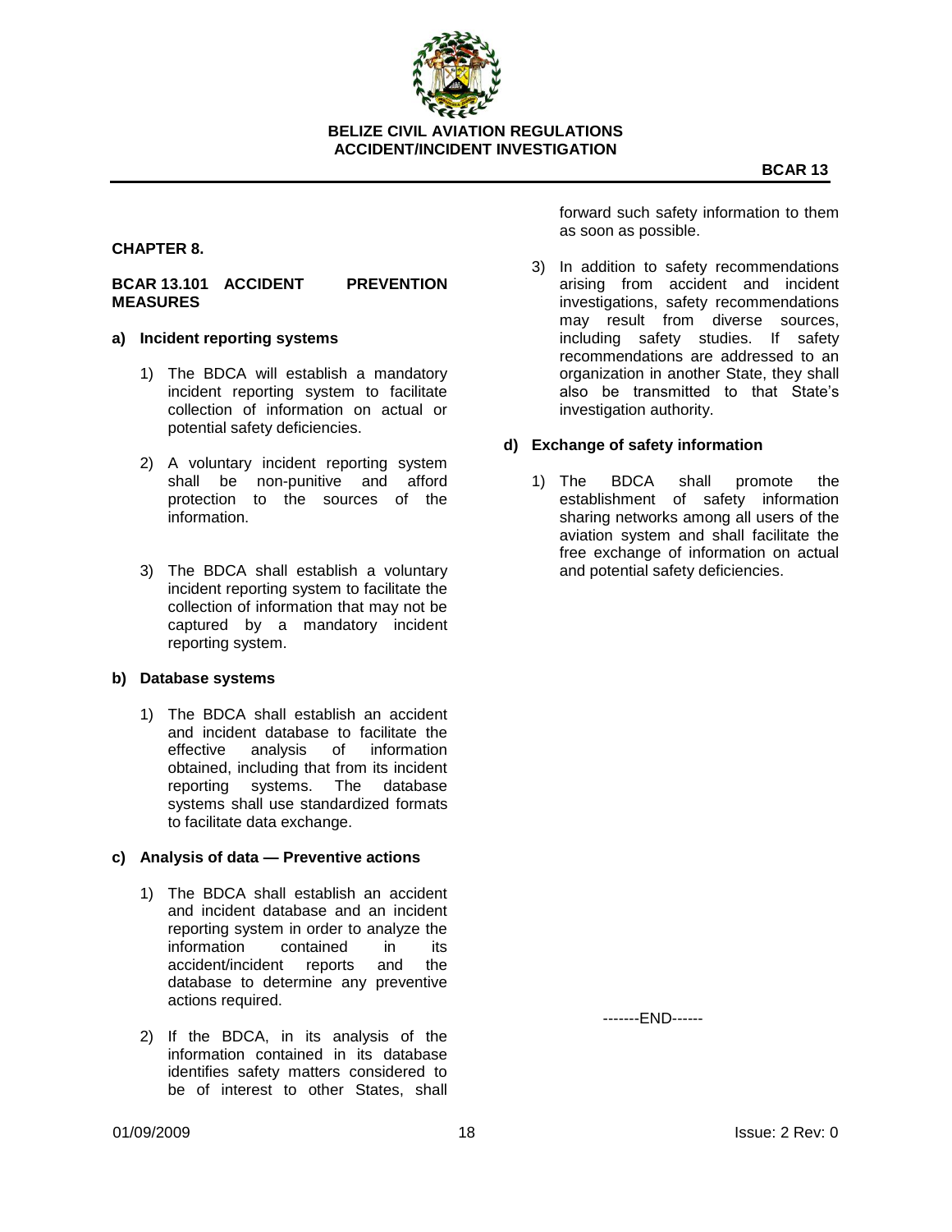## CHAPTER 8.

### BCAR 13.101 ACCIDENT PREVENTION MEASURES

**a) Incident reporting systems**

1) The BDCA will establish a mandatory incident reporting system to facilitate collection of information on actual or potential safety deficiencies.

2) A voluntary incident reporting system shall be non-punitive and afford protection to the sources of the information.

3) The BDCA shall establish a voluntary incident reporting system to facilitate the collection of information that may not be captured by a mandatory incident reporting system.

**b) Database systems**

1) The BDCA shall establish an accident and incident database to facilitate the effective analysis of information obtained, including that from its incident reporting systems. The database systems shall use standardized formats to facilitate data exchange.

**c) Analysis of data — Preventive actions**

1) The BDCA shall establish an accident and incident database and an incident reporting system in order to analyze the information contained in its accident/incident reports and the database to determine any preventive actions required.

2) If the BDCA, in its analysis of the information contained in its database identifies safety matters considered to be of interest to other States, shall forward such safety information to them as soon as possible.

3) In addition to safety recommendations arising from accident and incident investigations, safety recommendations may result from diverse sources, including safety studies. If safety recommendations are addressed to an organization in another State, they shall also be transmitted to that State's investigation authority.

**d) Exchange of safety information**

1) The BDCA shall promote the establishment of safety information sharing networks among all users of the aviation system and shall facilitate the free exchange of information on actual and potential safety deficiencies.

-------END------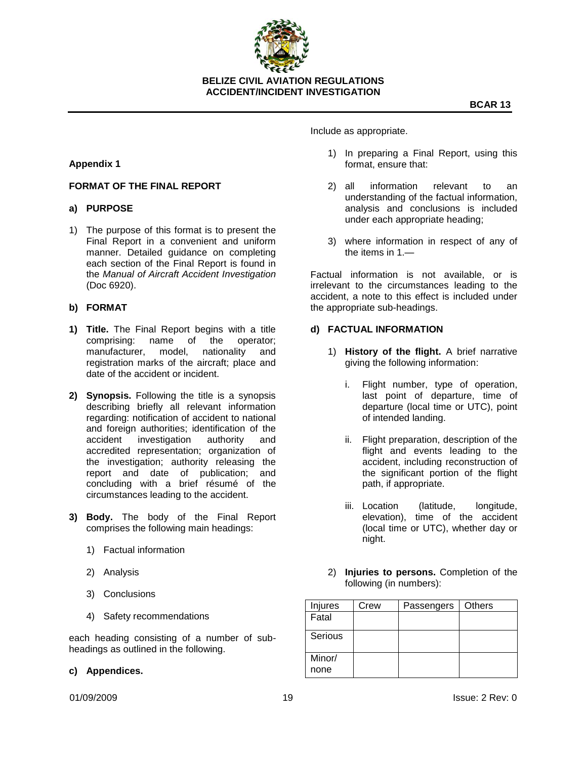## Appendix 1

## FORMAT OF THE FINAL REPORT

### a) PURPOSE

1) The purpose of this format is to present the Final Report in a convenient and uniform manner. Detailed guidance on completing each section of the Final Report is found in the *Manual of Aircraft Accident Investigation* (Doc 6920).

### b) FORMAT

1) **Title.** The Final Report begins with a title comprising: name of the operator; manufacturer, model, nationality and registration marks of the aircraft; place and date of the accident or incident.

2) **Synopsis.** Following the title is a synopsis describing briefly all relevant information regarding: notification of accident to national and foreign authorities; identification of the accident investigation authority and accredited representation; organization of the investigation; authority releasing the report and date of publication; and concluding with a brief résumé of the circumstances leading to the accident.

3) **Body.** The body of the Final Report comprises the following main headings:

   1) Factual information
   2) Analysis
   3) Conclusions
   4) Safety recommendations

each heading consisting of a number of sub-headings as outlined in the following.

### c) Appendices.

Include as appropriate.

1) In preparing a Final Report, using this format, ensure that:
2) all information relevant to an understanding of the factual information, analysis and conclusions is included under each appropriate heading;
3) where information in respect of any of the items in 1.—

Factual information is not available, or is irrelevant to the circumstances leading to the accident, a note to this effect is included under the appropriate sub-headings.

### d) FACTUAL INFORMATION

1) **History of the flight.** A brief narrative giving the following information:

   i. Flight number, type of operation, last point of departure, time of departure (local time or UTC), point of intended landing.

   ii. Flight preparation, description of the flight and events leading to the accident, including reconstruction of the significant portion of the flight path, if appropriate.

   iii. Location (latitude, longitude, elevation), time of the accident (local time or UTC), whether day or night.

2) **Injuries to persons.** Completion of the following (in numbers):

| Injures | Crew | Passengers | Others |
|---|---|---|---|
| Fatal | | | |
| Serious | | | |
| Minor/ none | | | |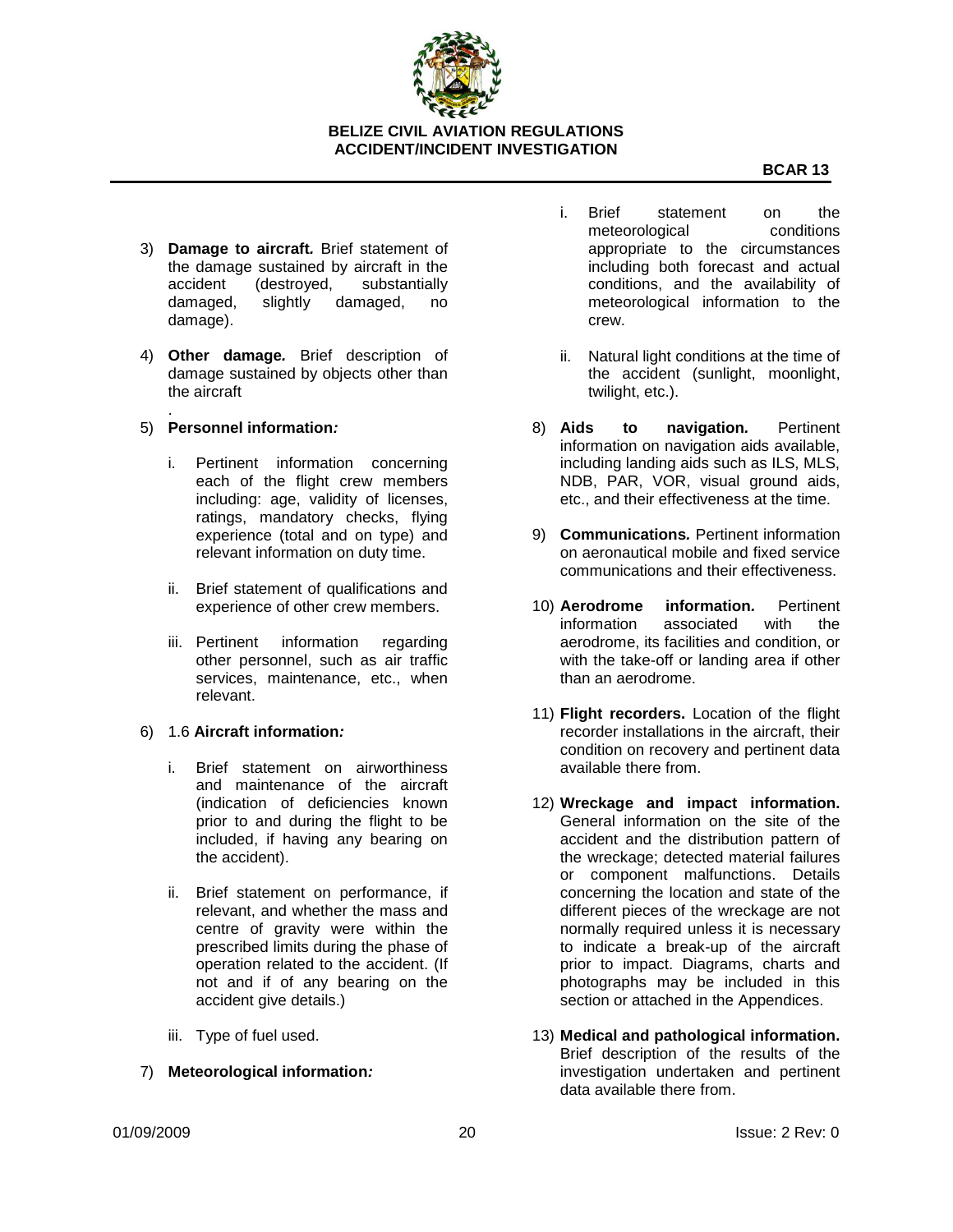3) **Damage to aircraft.** Brief statement of the damage sustained by aircraft in the accident (destroyed, substantially damaged, slightly damaged, no damage).

4) **Other damage.** Brief description of damage sustained by objects other than the aircraft
.

5) **Personnel information:**

   i. Pertinent information concerning each of the flight crew members including: age, validity of licenses, ratings, mandatory checks, flying experience (total and on type) and relevant information on duty time.

   ii. Brief statement of qualifications and experience of other crew members.

   iii. Pertinent information regarding other personnel, such as air traffic services, maintenance, etc., when relevant.

6) 1.6 **Aircraft information:**

   i. Brief statement on airworthiness and maintenance of the aircraft (indication of deficiencies known prior to and during the flight to be included, if having any bearing on the accident).

   ii. Brief statement on performance, if relevant, and whether the mass and centre of gravity were within the prescribed limits during the phase of operation related to the accident. (If not and if of any bearing on the accident give details.)

   iii. Type of fuel used.

7) **Meteorological information:**

   i. Brief statement on the meteorological conditions appropriate to the circumstances including both forecast and actual conditions, and the availability of meteorological information to the crew.

   ii. Natural light conditions at the time of the accident (sunlight, moonlight, twilight, etc.).

8) **Aids to navigation.** Pertinent information on navigation aids available, including landing aids such as ILS, MLS, NDB, PAR, VOR, visual ground aids, etc., and their effectiveness at the time.

9) **Communications.** Pertinent information on aeronautical mobile and fixed service communications and their effectiveness.

10) **Aerodrome information.** Pertinent information associated with the aerodrome, its facilities and condition, or with the take-off or landing area if other than an aerodrome.

11) **Flight recorders.** Location of the flight recorder installations in the aircraft, their condition on recovery and pertinent data available there from.

12) **Wreckage and impact information.** General information on the site of the accident and the distribution pattern of the wreckage; detected material failures or component malfunctions. Details concerning the location and state of the different pieces of the wreckage are not normally required unless it is necessary to indicate a break-up of the aircraft prior to impact. Diagrams, charts and photographs may be included in this section or attached in the Appendices.

13) **Medical and pathological information.** Brief description of the results of the investigation undertaken and pertinent data available there from.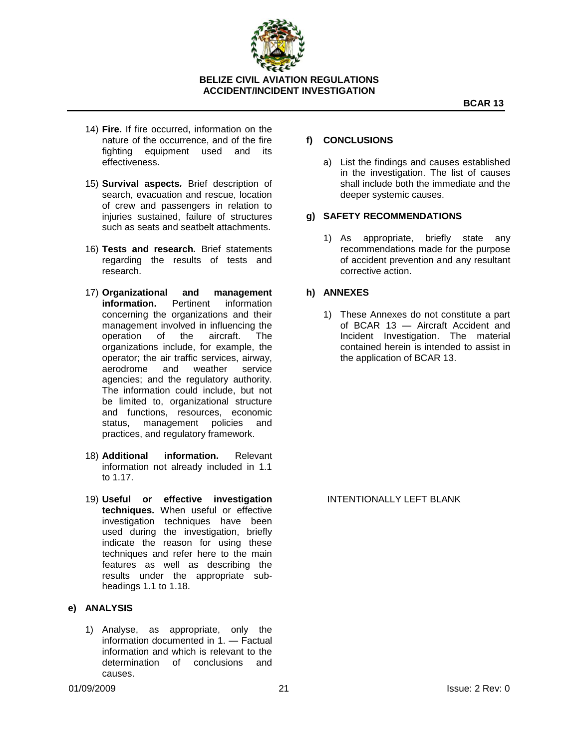14) **Fire.** If fire occurred, information on the nature of the occurrence, and of the fire fighting equipment used and its effectiveness.

15) **Survival aspects.** Brief description of search, evacuation and rescue, location of crew and passengers in relation to injuries sustained, failure of structures such as seats and seatbelt attachments.

16) **Tests and research.** Brief statements regarding the results of tests and research.

17) **Organizational and management information.** Pertinent information concerning the organizations and their management involved in influencing the operation of the aircraft. The organizations include, for example, the operator; the air traffic services, airway, aerodrome and weather service agencies; and the regulatory authority. The information could include, but not be limited to, organizational structure and functions, resources, economic status, management policies and practices, and regulatory framework.

18) **Additional information.** Relevant information not already included in 1.1 to 1.17.

19) **Useful or effective investigation techniques.** When useful or effective investigation techniques have been used during the investigation, briefly indicate the reason for using these techniques and refer here to the main features as well as describing the results under the appropriate sub-headings 1.1 to 1.18.

### e) ANALYSIS

1) Analyse, as appropriate, only the information documented in 1. — Factual information and which is relevant to the determination of conclusions and causes.

### f) CONCLUSIONS

a) List the findings and causes established in the investigation. The list of causes shall include both the immediate and the deeper systemic causes.

### g) SAFETY RECOMMENDATIONS

1) As appropriate, briefly state any recommendations made for the purpose of accident prevention and any resultant corrective action.

### h) ANNEXES

1) These Annexes do not constitute a part of BCAR 13 — Aircraft Accident and Incident Investigation. The material contained herein is intended to assist in the application of BCAR 13.

INTENTIONALLY LEFT BLANK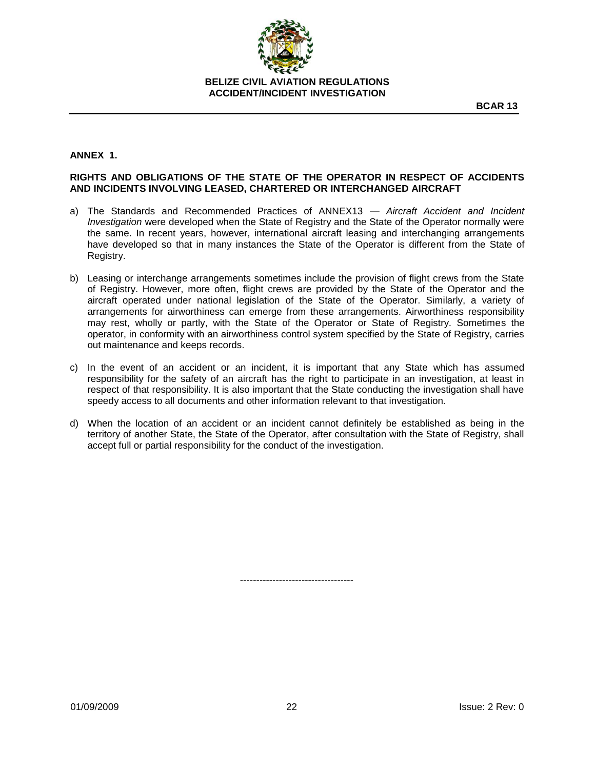## ANNEX 1.

### RIGHTS AND OBLIGATIONS OF THE STATE OF THE OPERATOR IN RESPECT OF ACCIDENTS AND INCIDENTS INVOLVING LEASED, CHARTERED OR INTERCHANGED AIRCRAFT

a) The Standards and Recommended Practices of ANNEX13 — *Aircraft Accident and Incident Investigation* were developed when the State of Registry and the State of the Operator normally were the same. In recent years, however, international aircraft leasing and interchanging arrangements have developed so that in many instances the State of the Operator is different from the State of Registry.

b) Leasing or interchange arrangements sometimes include the provision of flight crews from the State of Registry. However, more often, flight crews are provided by the State of the Operator and the aircraft operated under national legislation of the State of the Operator. Similarly, a variety of arrangements for airworthiness can emerge from these arrangements. Airworthiness responsibility may rest, wholly or partly, with the State of the Operator or State of Registry. Sometimes the operator, in conformity with an airworthiness control system specified by the State of Registry, carries out maintenance and keeps records.

c) In the event of an accident or an incident, it is important that any State which has assumed responsibility for the safety of an aircraft has the right to participate in an investigation, at least in respect of that responsibility. It is also important that the State conducting the investigation shall have speedy access to all documents and other information relevant to that investigation.

d) When the location of an accident or an incident cannot definitely be established as being in the territory of another State, the State of the Operator, after consultation with the State of Registry, shall accept full or partial responsibility for the conduct of the investigation.

-----------------------------------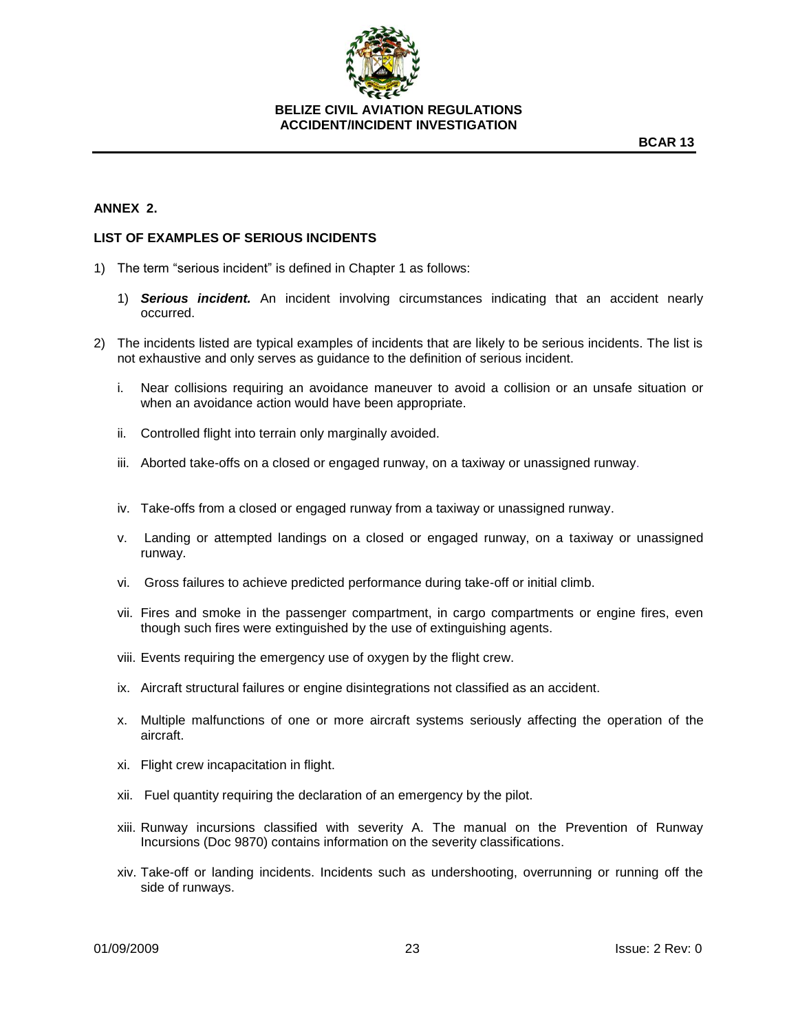## ANNEX 2.

### LIST OF EXAMPLES OF SERIOUS INCIDENTS

1) The term “serious incident” is defined in Chapter 1 as follows:

   1) ***Serious incident.*** An incident involving circumstances indicating that an accident nearly occurred.

2) The incidents listed are typical examples of incidents that are likely to be serious incidents. The list is not exhaustive and only serves as guidance to the definition of serious incident.

   i. Near collisions requiring an avoidance maneuver to avoid a collision or an unsafe situation or when an avoidance action would have been appropriate.

   ii. Controlled flight into terrain only marginally avoided.

   iii. Aborted take-offs on a closed or engaged runway, on a taxiway or unassigned runway.

   iv. Take-offs from a closed or engaged runway from a taxiway or unassigned runway.

   v. Landing or attempted landings on a closed or engaged runway, on a taxiway or unassigned runway.

   vi. Gross failures to achieve predicted performance during take-off or initial climb.

   vii. Fires and smoke in the passenger compartment, in cargo compartments or engine fires, even though such fires were extinguished by the use of extinguishing agents.

   viii. Events requiring the emergency use of oxygen by the flight crew.

   ix. Aircraft structural failures or engine disintegrations not classified as an accident.

   x. Multiple malfunctions of one or more aircraft systems seriously affecting the operation of the aircraft.

   xi. Flight crew incapacitation in flight.

   xii. Fuel quantity requiring the declaration of an emergency by the pilot.

   xiii. Runway incursions classified with severity A. The manual on the Prevention of Runway Incursions (Doc 9870) contains information on the severity classifications.

   xiv. Take-off or landing incidents. Incidents such as undershooting, overrunning or running off the side of runways.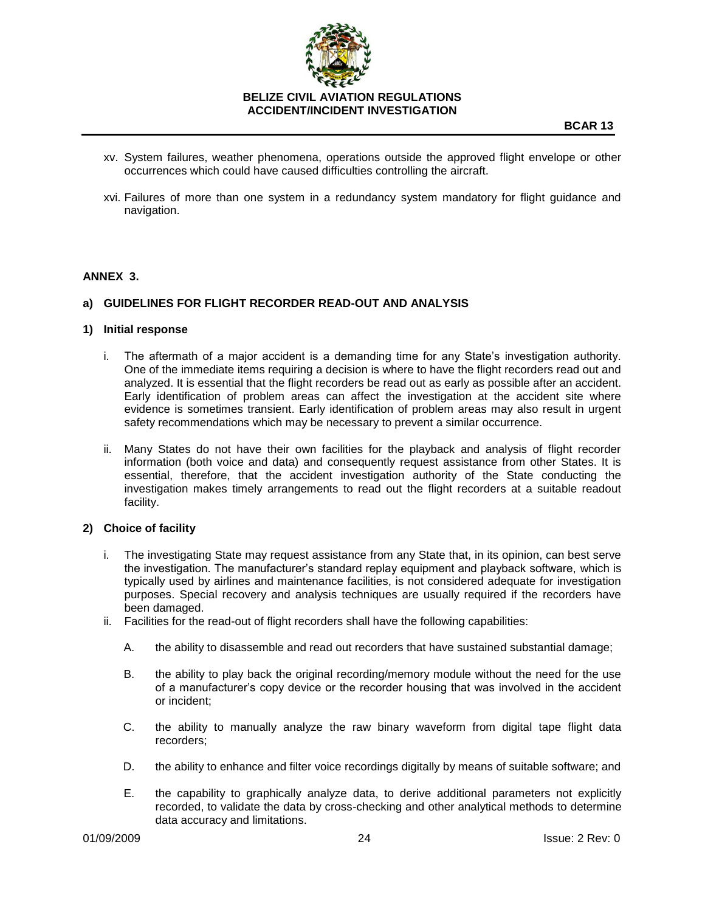xv. System failures, weather phenomena, operations outside the approved flight envelope or other occurrences which could have caused difficulties controlling the aircraft.

xvi. Failures of more than one system in a redundancy system mandatory for flight guidance and navigation.

## ANNEX 3.

### a) GUIDELINES FOR FLIGHT RECORDER READ-OUT AND ANALYSIS

#### 1) Initial response

i. The aftermath of a major accident is a demanding time for any State's investigation authority. One of the immediate items requiring a decision is where to have the flight recorders read out and analyzed. It is essential that the flight recorders be read out as early as possible after an accident. Early identification of problem areas can affect the investigation at the accident site where evidence is sometimes transient. Early identification of problem areas may also result in urgent safety recommendations which may be necessary to prevent a similar occurrence.

ii. Many States do not have their own facilities for the playback and analysis of flight recorder information (both voice and data) and consequently request assistance from other States. It is essential, therefore, that the accident investigation authority of the State conducting the investigation makes timely arrangements to read out the flight recorders at a suitable readout facility.

#### 2) Choice of facility

i. The investigating State may request assistance from any State that, in its opinion, can best serve the investigation. The manufacturer's standard replay equipment and playback software, which is typically used by airlines and maintenance facilities, is not considered adequate for investigation purposes. Special recovery and analysis techniques are usually required if the recorders have been damaged.

ii. Facilities for the read-out of flight recorders shall have the following capabilities:

   A. the ability to disassemble and read out recorders that have sustained substantial damage;

   B. the ability to play back the original recording/memory module without the need for the use of a manufacturer's copy device or the recorder housing that was involved in the accident or incident;

   C. the ability to manually analyze the raw binary waveform from digital tape flight data recorders;

   D. the ability to enhance and filter voice recordings digitally by means of suitable software; and

   E. the capability to graphically analyze data, to derive additional parameters not explicitly recorded, to validate the data by cross-checking and other analytical methods to determine data accuracy and limitations.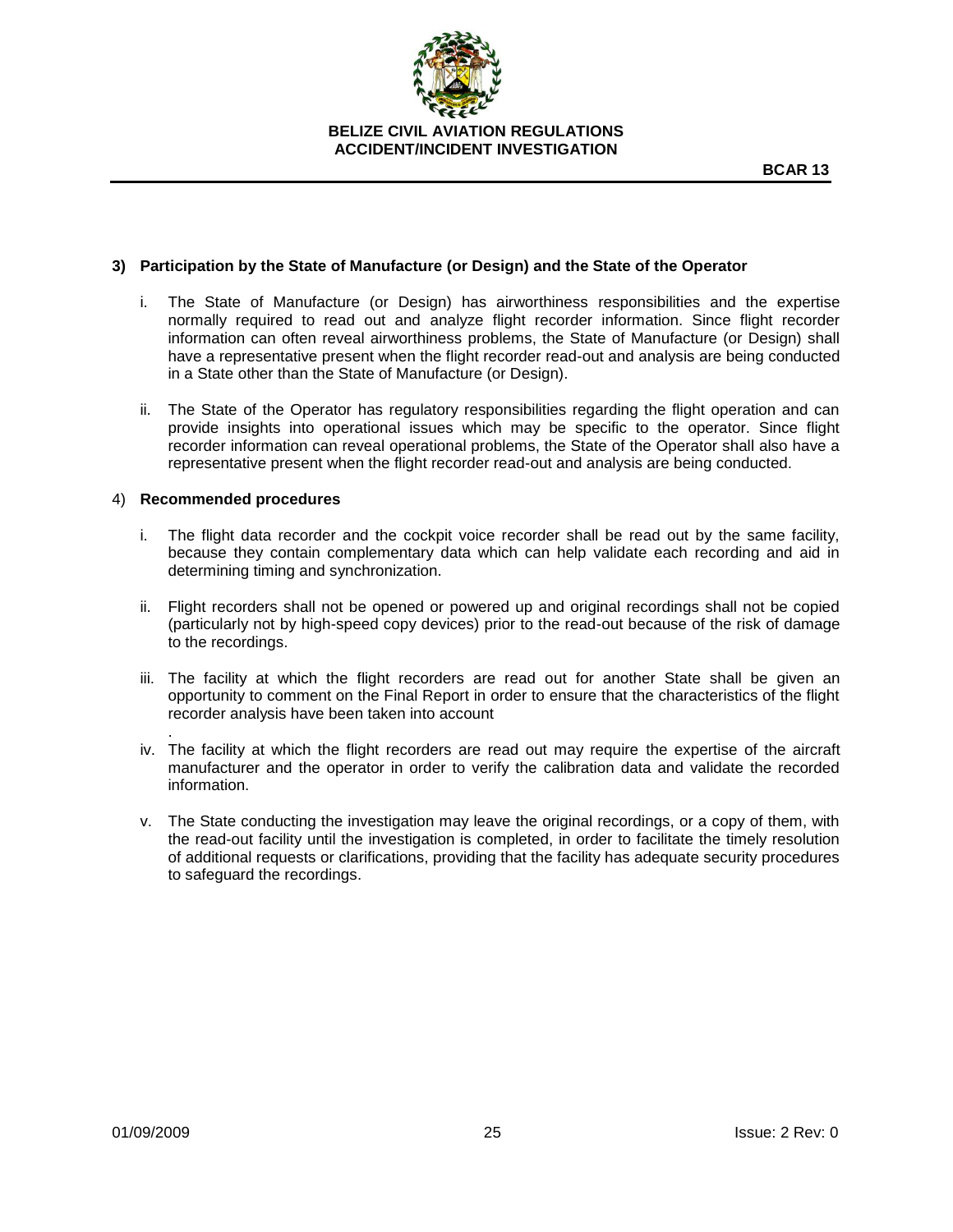**3) Participation by the State of Manufacture (or Design) and the State of the Operator**

i. The State of Manufacture (or Design) has airworthiness responsibilities and the expertise normally required to read out and analyze flight recorder information. Since flight recorder information can often reveal airworthiness problems, the State of Manufacture (or Design) shall have a representative present when the flight recorder read-out and analysis are being conducted in a State other than the State of Manufacture (or Design).

ii. The State of the Operator has regulatory responsibilities regarding the flight operation and can provide insights into operational issues which may be specific to the operator. Since flight recorder information can reveal operational problems, the State of the Operator shall also have a representative present when the flight recorder read-out and analysis are being conducted.

4) **Recommended procedures**

i. The flight data recorder and the cockpit voice recorder shall be read out by the same facility, because they contain complementary data which can help validate each recording and aid in determining timing and synchronization.

ii. Flight recorders shall not be opened or powered up and original recordings shall not be copied (particularly not by high-speed copy devices) prior to the read-out because of the risk of damage to the recordings.

iii. The facility at which the flight recorders are read out for another State shall be given an opportunity to comment on the Final Report in order to ensure that the characteristics of the flight recorder analysis have been taken into account
.

iv. The facility at which the flight recorders are read out may require the expertise of the aircraft manufacturer and the operator in order to verify the calibration data and validate the recorded information.

v. The State conducting the investigation may leave the original recordings, or a copy of them, with the read-out facility until the investigation is completed, in order to facilitate the timely resolution of additional requests or clarifications, providing that the facility has adequate security procedures to safeguard the recordings.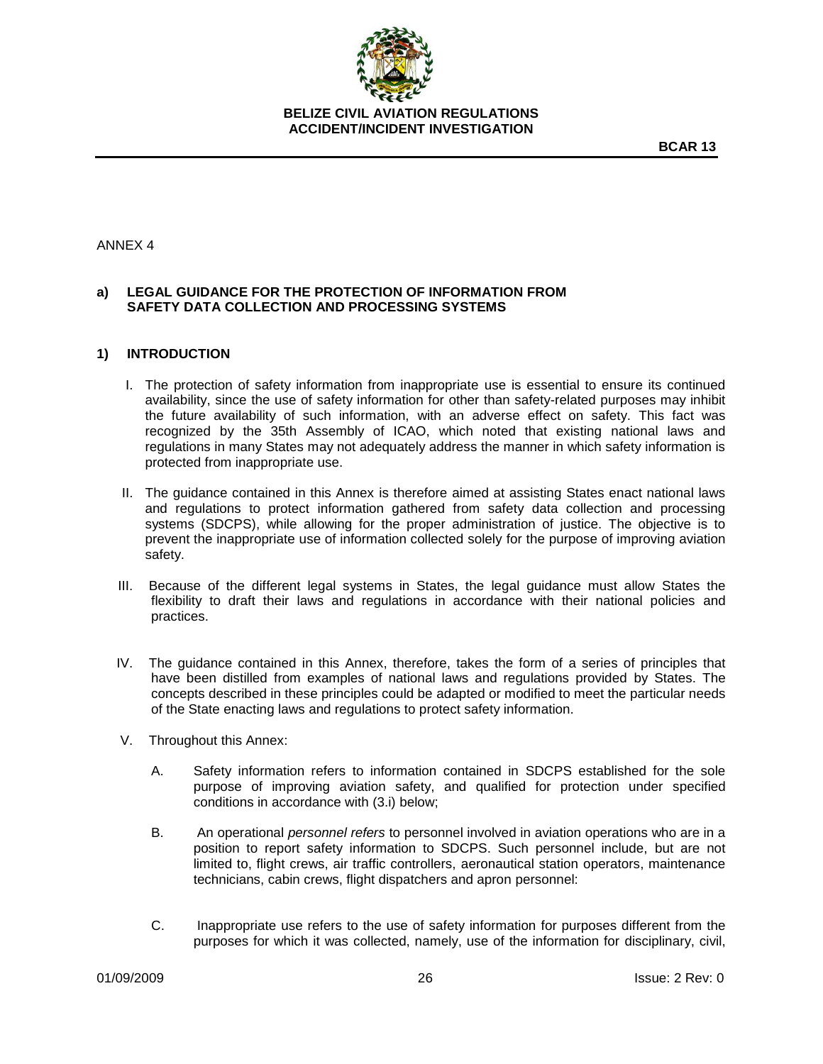ANNEX 4

## a) LEGAL GUIDANCE FOR THE PROTECTION OF INFORMATION FROM SAFETY DATA COLLECTION AND PROCESSING SYSTEMS

### 1) INTRODUCTION

I. The protection of safety information from inappropriate use is essential to ensure its continued availability, since the use of safety information for other than safety-related purposes may inhibit the future availability of such information, with an adverse effect on safety. This fact was recognized by the 35th Assembly of ICAO, which noted that existing national laws and regulations in many States may not adequately address the manner in which safety information is protected from inappropriate use.

II. The guidance contained in this Annex is therefore aimed at assisting States enact national laws and regulations to protect information gathered from safety data collection and processing systems (SDCPS), while allowing for the proper administration of justice. The objective is to prevent the inappropriate use of information collected solely for the purpose of improving aviation safety.

III. Because of the different legal systems in States, the legal guidance must allow States the flexibility to draft their laws and regulations in accordance with their national policies and practices.

IV. The guidance contained in this Annex, therefore, takes the form of a series of principles that have been distilled from examples of national laws and regulations provided by States. The concepts described in these principles could be adapted or modified to meet the particular needs of the State enacting laws and regulations to protect safety information.

V. Throughout this Annex:

   A. Safety information refers to information contained in SDCPS established for the sole purpose of improving aviation safety, and qualified for protection under specified conditions in accordance with (3.i) below;

   B. An operational *personnel refers* to personnel involved in aviation operations who are in a position to report safety information to SDCPS. Such personnel include, but are not limited to, flight crews, air traffic controllers, aeronautical station operators, maintenance technicians, cabin crews, flight dispatchers and apron personnel:

   C. Inappropriate use refers to the use of safety information for purposes different from the purposes for which it was collected, namely, use of the information for disciplinary, civil,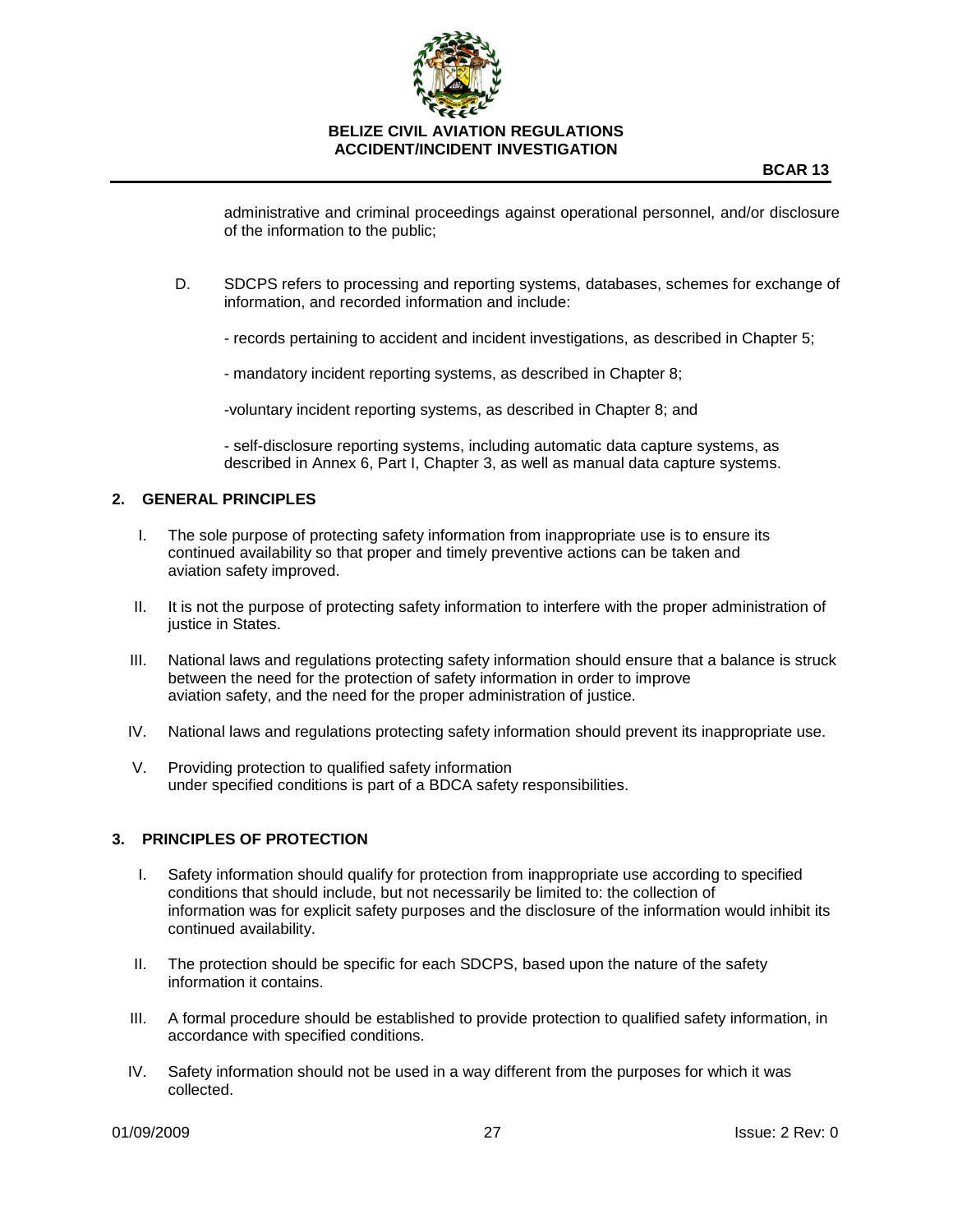administrative and criminal proceedings against operational personnel, and/or disclosure of the information to the public;

D. SDCPS refers to processing and reporting systems, databases, schemes for exchange of information, and recorded information and include:

- records pertaining to accident and incident investigations, as described in Chapter 5;

- mandatory incident reporting systems, as described in Chapter 8;

- voluntary incident reporting systems, as described in Chapter 8; and

- self-disclosure reporting systems, including automatic data capture systems, as described in Annex 6, Part I, Chapter 3, as well as manual data capture systems.

## 2. GENERAL PRINCIPLES

I. The sole purpose of protecting safety information from inappropriate use is to ensure its continued availability so that proper and timely preventive actions can be taken and aviation safety improved.

II. It is not the purpose of protecting safety information to interfere with the proper administration of justice in States.

III. National laws and regulations protecting safety information should ensure that a balance is struck between the need for the protection of safety information in order to improve aviation safety, and the need for the proper administration of justice.

IV. National laws and regulations protecting safety information should prevent its inappropriate use.

V. Providing protection to qualified safety information under specified conditions is part of a BDCA safety responsibilities.

## 3. PRINCIPLES OF PROTECTION

I. Safety information should qualify for protection from inappropriate use according to specified conditions that should include, but not necessarily be limited to: the collection of information was for explicit safety purposes and the disclosure of the information would inhibit its continued availability.

II. The protection should be specific for each SDCPS, based upon the nature of the safety information it contains.

III. A formal procedure should be established to provide protection to qualified safety information, in accordance with specified conditions.

IV. Safety information should not be used in a way different from the purposes for which it was collected.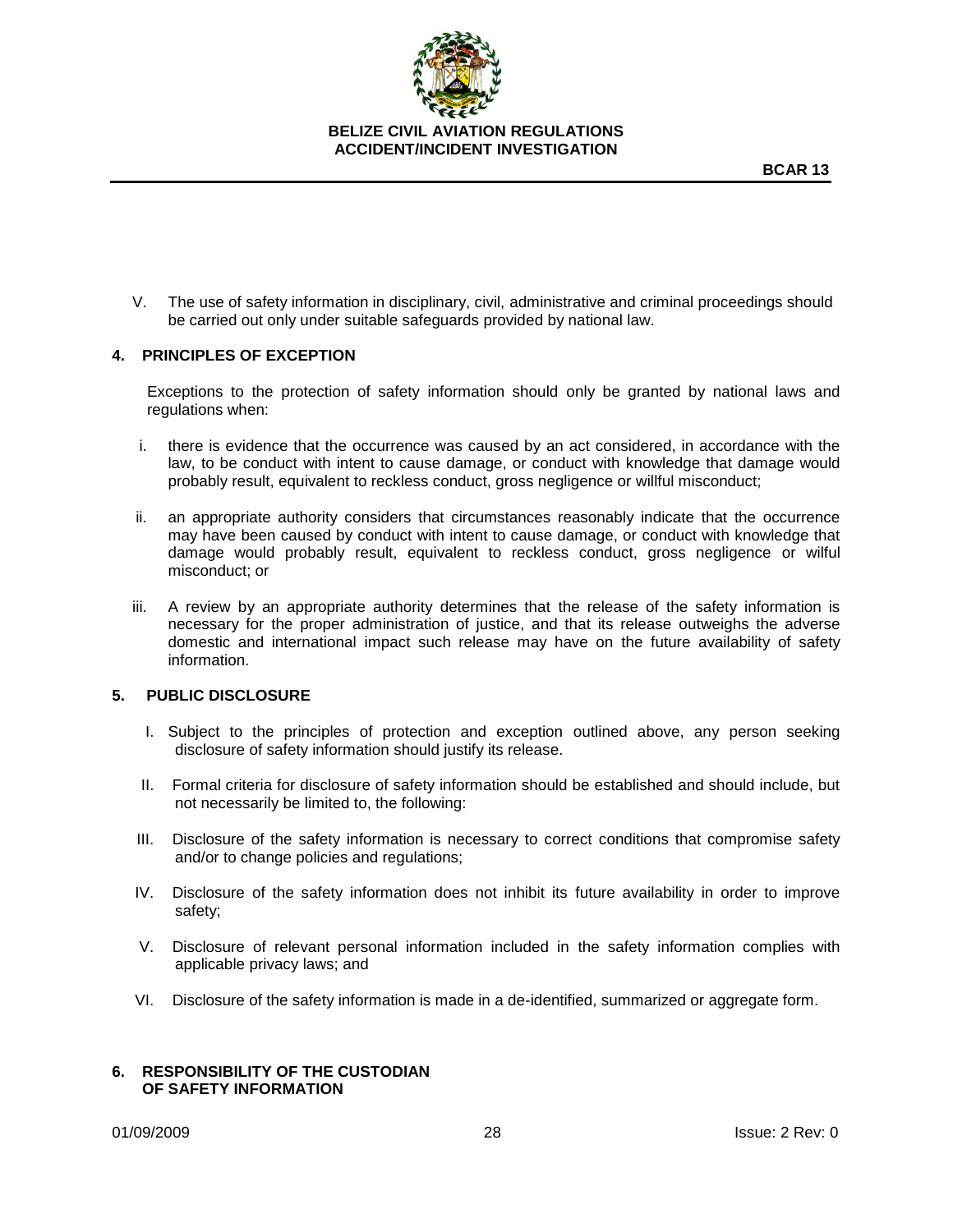V. The use of safety information in disciplinary, civil, administrative and criminal proceedings should be carried out only under suitable safeguards provided by national law.

## 4. PRINCIPLES OF EXCEPTION

Exceptions to the protection of safety information should only be granted by national laws and regulations when:

i. there is evidence that the occurrence was caused by an act considered, in accordance with the law, to be conduct with intent to cause damage, or conduct with knowledge that damage would probably result, equivalent to reckless conduct, gross negligence or willful misconduct;

ii. an appropriate authority considers that circumstances reasonably indicate that the occurrence may have been caused by conduct with intent to cause damage, or conduct with knowledge that damage would probably result, equivalent to reckless conduct, gross negligence or wilful misconduct; or

iii. A review by an appropriate authority determines that the release of the safety information is necessary for the proper administration of justice, and that its release outweighs the adverse domestic and international impact such release may have on the future availability of safety information.

## 5. PUBLIC DISCLOSURE

I. Subject to the principles of protection and exception outlined above, any person seeking disclosure of safety information should justify its release.

II. Formal criteria for disclosure of safety information should be established and should include, but not necessarily be limited to, the following:

III. Disclosure of the safety information is necessary to correct conditions that compromise safety and/or to change policies and regulations;

IV. Disclosure of the safety information does not inhibit its future availability in order to improve safety;

V. Disclosure of relevant personal information included in the safety information complies with applicable privacy laws; and

VI. Disclosure of the safety information is made in a de-identified, summarized or aggregate form.

## 6. RESPONSIBILITY OF THE CUSTODIAN OF SAFETY INFORMATION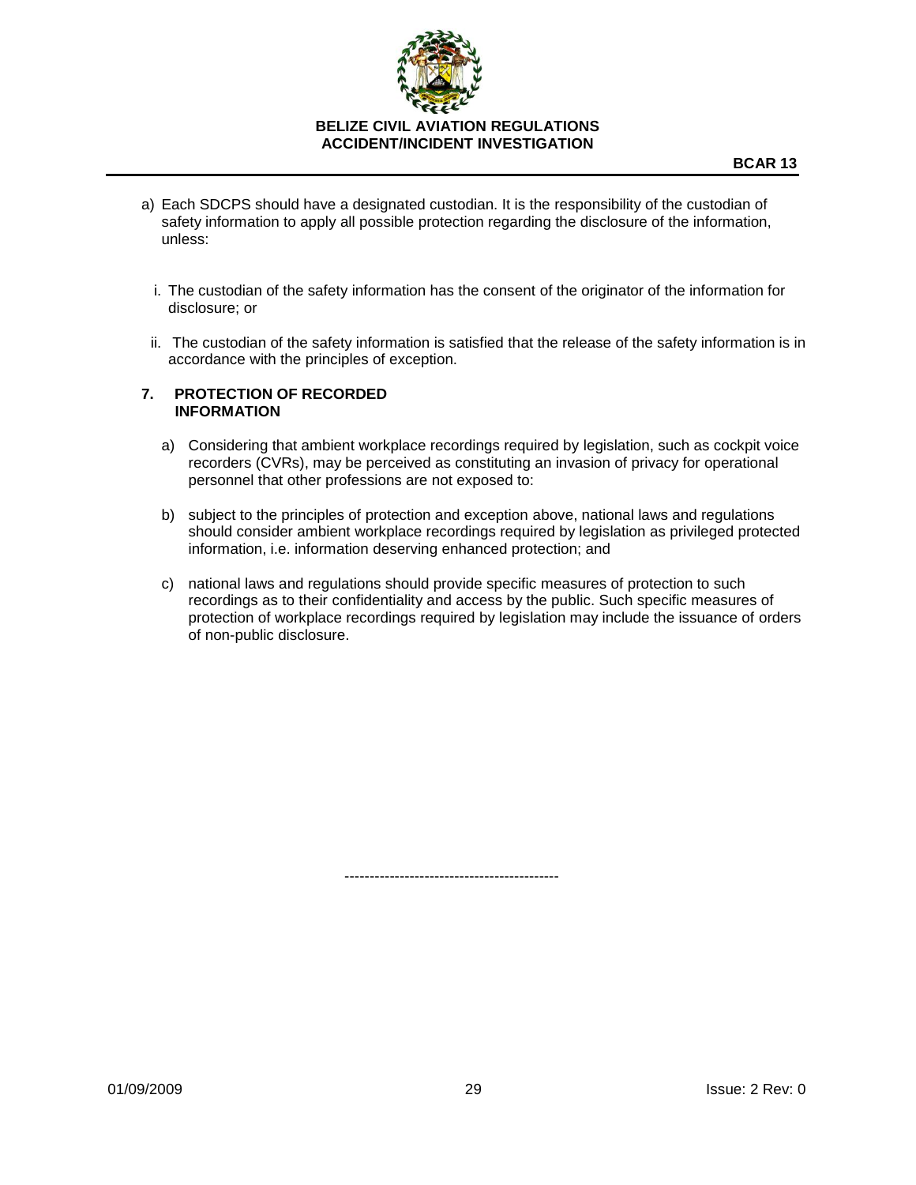a) Each SDCPS should have a designated custodian. It is the responsibility of the custodian of safety information to apply all possible protection regarding the disclosure of the information, unless:

   i. The custodian of the safety information has the consent of the originator of the information for disclosure; or

   ii. The custodian of the safety information is satisfied that the release of the safety information is in accordance with the principles of exception.

## 7. PROTECTION OF RECORDED INFORMATION

a) Considering that ambient workplace recordings required by legislation, such as cockpit voice recorders (CVRs), may be perceived as constituting an invasion of privacy for operational personnel that other professions are not exposed to:

b) subject to the principles of protection and exception above, national laws and regulations should consider ambient workplace recordings required by legislation as privileged protected information, i.e. information deserving enhanced protection; and

c) national laws and regulations should provide specific measures of protection to such recordings as to their confidentiality and access by the public. Such specific measures of protection of workplace recordings required by legislation may include the issuance of orders of non-public disclosure.

-------------------------------------------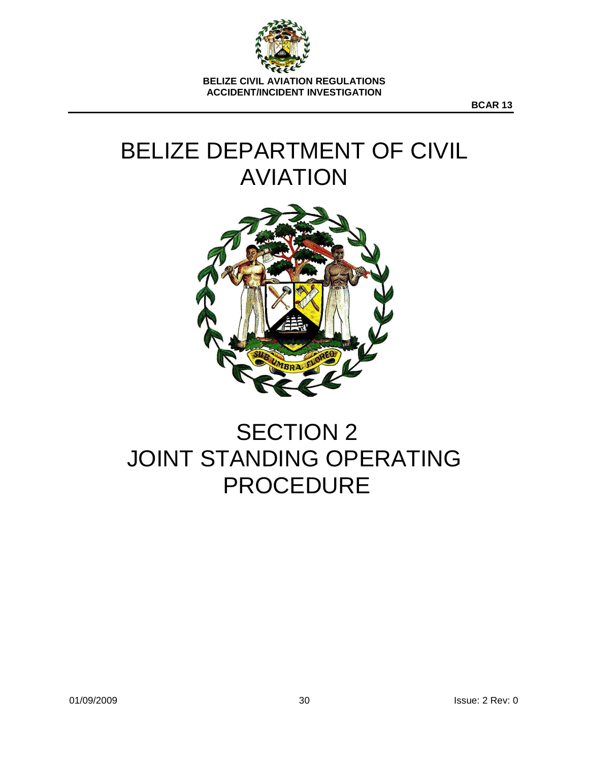# BELIZE DEPARTMENT OF CIVIL AVIATION

# SECTION 2
# JOINT STANDING OPERATING PROCEDURE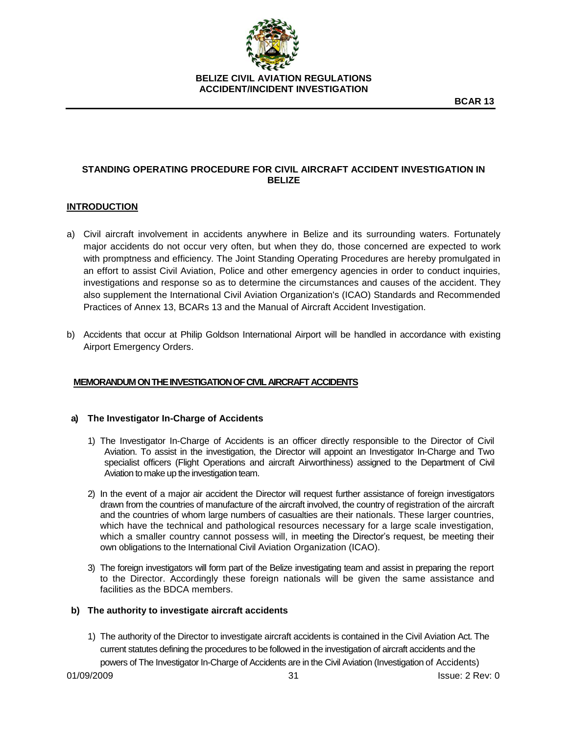## STANDING OPERATING PROCEDURE FOR CIVIL AIRCRAFT ACCIDENT INVESTIGATION IN BELIZE

### INTRODUCTION

a) Civil aircraft involvement in accidents anywhere in Belize and its surrounding waters. Fortunately major accidents do not occur very often, but when they do, those concerned are expected to work with promptness and efficiency. The Joint Standing Operating Procedures are hereby promulgated in an effort to assist Civil Aviation, Police and other emergency agencies in order to conduct inquiries, investigations and response so as to determine the circumstances and causes of the accident. They also supplement the International Civil Aviation Organization's (ICAO) Standards and Recommended Practices of Annex 13, BCARs 13 and the Manual of Aircraft Accident Investigation.

b) Accidents that occur at Philip Goldson International Airport will be handled in accordance with existing Airport Emergency Orders.

### MEMORANDUM ON THE INVESTIGATION OF CIVIL AIRCRAFT ACCIDENTS

**a) The Investigator In-Charge of Accidents**

1) The Investigator In-Charge of Accidents is an officer directly responsible to the Director of Civil Aviation. To assist in the investigation, the Director will appoint an Investigator In-Charge and Two specialist officers (Flight Operations and aircraft Airworthiness) assigned to the Department of Civil Aviation to make up the investigation team.

2) In the event of a major air accident the Director will request further assistance of foreign investigators drawn from the countries of manufacture of the aircraft involved, the country of registration of the aircraft and the countries of whom large numbers of casualties are their nationals. These larger countries, which have the technical and pathological resources necessary for a large scale investigation, which a smaller country cannot possess will, in meeting the Director's request, be meeting their own obligations to the International Civil Aviation Organization (ICAO).

3) The foreign investigators will form part of the Belize investigating team and assist in preparing the report to the Director. Accordingly these foreign nationals will be given the same assistance and facilities as the BDCA members.

**b) The authority to investigate aircraft accidents**

1) The authority of the Director to investigate aircraft accidents is contained in the Civil Aviation Act. The current statutes defining the procedures to be followed in the investigation of aircraft accidents and the powers of The Investigator In-Charge of Accidents are in the Civil Aviation (Investigation of Accidents)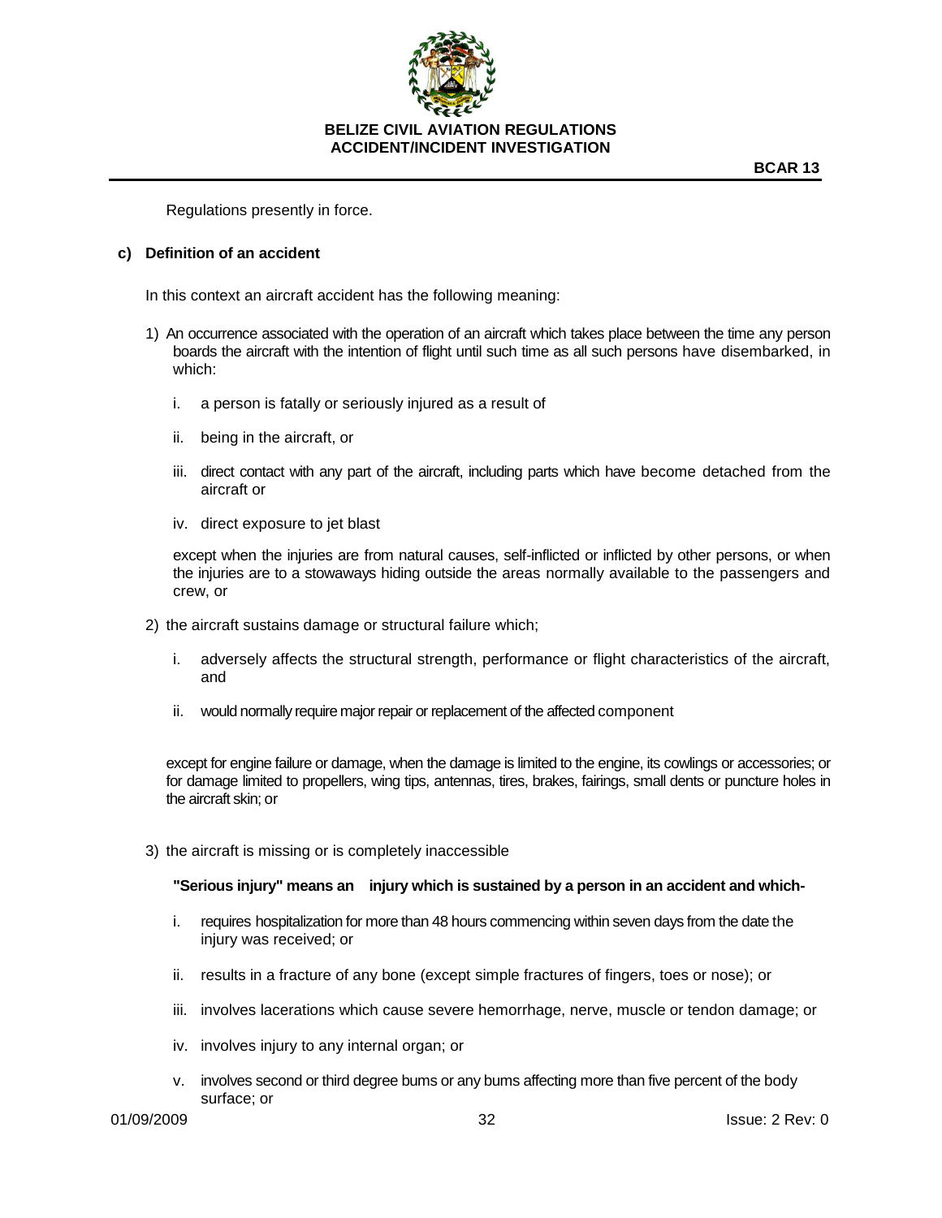Regulations presently in force.

**c) Definition of an accident**

In this context an aircraft accident has the following meaning:

1) An occurrence associated with the operation of an aircraft which takes place between the time any person boards the aircraft with the intention of flight until such time as all such persons have disembarked, in which:

   i. a person is fatally or seriously injured as a result of

   ii. being in the aircraft, or

   iii. direct contact with any part of the aircraft, including parts which have become detached from the aircraft or

   iv. direct exposure to jet blast

   except when the injuries are from natural causes, self-inflicted or inflicted by other persons, or when the injuries are to a stowaways hiding outside the areas normally available to the passengers and crew, or

2) the aircraft sustains damage or structural failure which;

   i. adversely affects the structural strength, performance or flight characteristics of the aircraft, and

   ii. would normally require major repair or replacement of the affected component

   except for engine failure or damage, when the damage is limited to the engine, its cowlings or accessories; or for damage limited to propellers, wing tips, antennas, tires, brakes, fairings, small dents or puncture holes in the aircraft skin; or

3) the aircraft is missing or is completely inaccessible

   **"Serious injury" means an injury which is sustained by a person in an accident and which-**

   i. requires hospitalization for more than 48 hours commencing within seven days from the date the injury was received; or

   ii. results in a fracture of any bone (except simple fractures of fingers, toes or nose); or

   iii. involves lacerations which cause severe hemorrhage, nerve, muscle or tendon damage; or

   iv. involves injury to any internal organ; or

   v. involves second or third degree bums or any bums affecting more than five percent of the body surface; or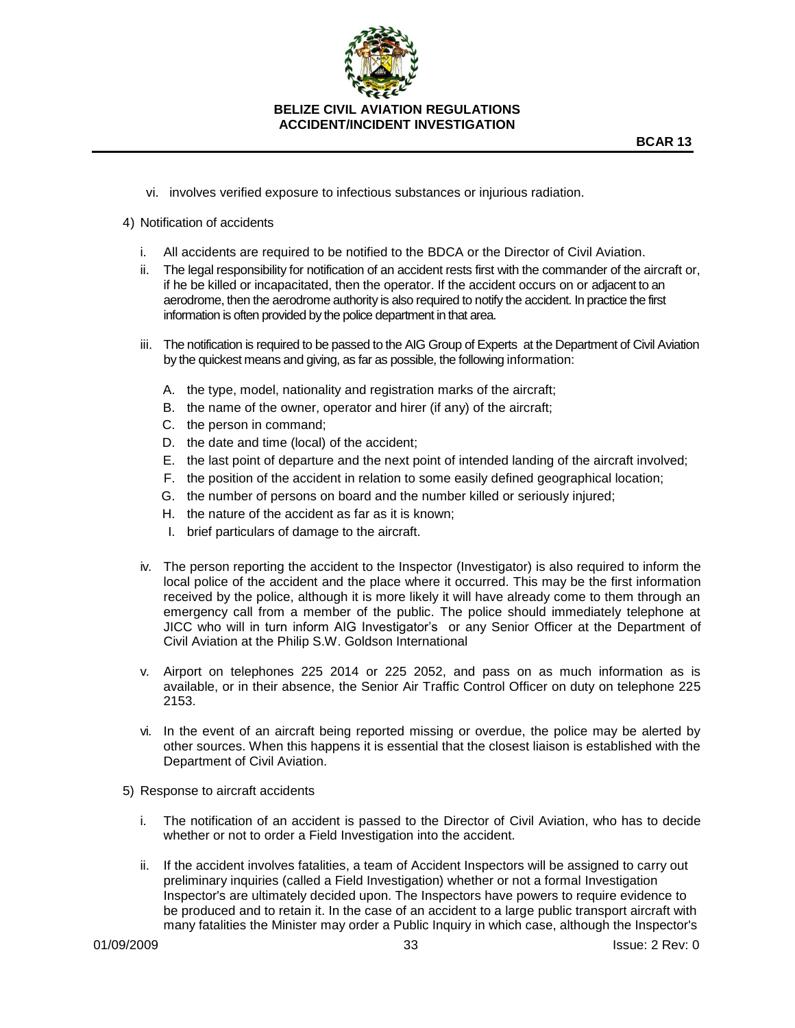vi. involves verified exposure to infectious substances or injurious radiation.

4) Notification of accidents

i. All accidents are required to be notified to the BDCA or the Director of Civil Aviation.

ii. The legal responsibility for notification of an accident rests first with the commander of the aircraft or, if he be killed or incapacitated, then the operator. If the accident occurs on or adjacent to an aerodrome, then the aerodrome authority is also required to notify the accident. In practice the first information is often provided by the police department in that area.

iii. The notification is required to be passed to the AIG Group of Experts at the Department of Civil Aviation by the quickest means and giving, as far as possible, the following information:

   A. the type, model, nationality and registration marks of the aircraft;
   B. the name of the owner, operator and hirer (if any) of the aircraft;
   C. the person in command;
   D. the date and time (local) of the accident;
   E. the last point of departure and the next point of intended landing of the aircraft involved;
   F. the position of the accident in relation to some easily defined geographical location;
   G. the number of persons on board and the number killed or seriously injured;
   H. the nature of the accident as far as it is known;
   I. brief particulars of damage to the aircraft.

iv. The person reporting the accident to the Inspector (Investigator) is also required to inform the local police of the accident and the place where it occurred. This may be the first information received by the police, although it is more likely it will have already come to them through an emergency call from a member of the public. The police should immediately telephone at JICC who will in turn inform AIG Investigator's or any Senior Officer at the Department of Civil Aviation at the Philip S.W. Goldson International

v. Airport on telephones 225 2014 or 225 2052, and pass on as much information as is available, or in their absence, the Senior Air Traffic Control Officer on duty on telephone 225 2153.

vi. In the event of an aircraft being reported missing or overdue, the police may be alerted by other sources. When this happens it is essential that the closest liaison is established with the Department of Civil Aviation.

5) Response to aircraft accidents

i. The notification of an accident is passed to the Director of Civil Aviation, who has to decide whether or not to order a Field Investigation into the accident.

ii. If the accident involves fatalities, a team of Accident Inspectors will be assigned to carry out preliminary inquiries (called a Field Investigation) whether or not a formal Investigation Inspector's are ultimately decided upon. The Inspectors have powers to require evidence to be produced and to retain it. In the case of an accident to a large public transport aircraft with many fatalities the Minister may order a Public Inquiry in which case, although the Inspector's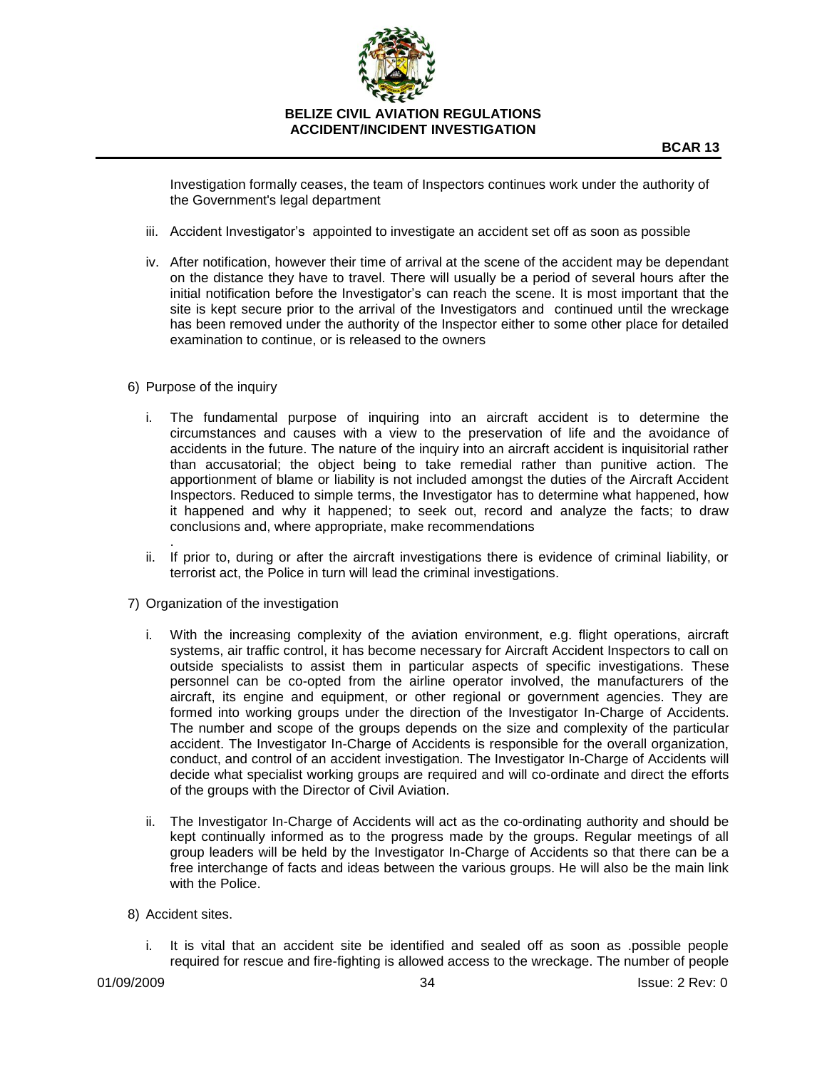Investigation formally ceases, the team of Inspectors continues work under the authority of the Government's legal department

iii. Accident Investigator's appointed to investigate an accident set off as soon as possible

iv. After notification, however their time of arrival at the scene of the accident may be dependant on the distance they have to travel. There will usually be a period of several hours after the initial notification before the Investigator's can reach the scene. It is most important that the site is kept secure prior to the arrival of the Investigators and continued until the wreckage has been removed under the authority of the Inspector either to some other place for detailed examination to continue, or is released to the owners

6) Purpose of the inquiry

i. The fundamental purpose of inquiring into an aircraft accident is to determine the circumstances and causes with a view to the preservation of life and the avoidance of accidents in the future. The nature of the inquiry into an aircraft accident is inquisitorial rather than accusatorial; the object being to take remedial rather than punitive action. The apportionment of blame or liability is not included amongst the duties of the Aircraft Accident Inspectors. Reduced to simple terms, the Investigator has to determine what happened, how it happened and why it happened; to seek out, record and analyze the facts; to draw conclusions and, where appropriate, make recommendations
.

ii. If prior to, during or after the aircraft investigations there is evidence of criminal liability, or terrorist act, the Police in turn will lead the criminal investigations.

7) Organization of the investigation

i. With the increasing complexity of the aviation environment, e.g. flight operations, aircraft systems, air traffic control, it has become necessary for Aircraft Accident Inspectors to call on outside specialists to assist them in particular aspects of specific investigations. These personnel can be co-opted from the airline operator involved, the manufacturers of the aircraft, its engine and equipment, or other regional or government agencies. They are formed into working groups under the direction of the Investigator In-Charge of Accidents. The number and scope of the groups depends on the size and complexity of the particular accident. The Investigator In-Charge of Accidents is responsible for the overall organization, conduct, and control of an accident investigation. The Investigator In-Charge of Accidents will decide what specialist working groups are required and will co-ordinate and direct the efforts of the groups with the Director of Civil Aviation.

ii. The Investigator In-Charge of Accidents will act as the co-ordinating authority and should be kept continually informed as to the progress made by the groups. Regular meetings of all group leaders will be held by the Investigator In-Charge of Accidents so that there can be a free interchange of facts and ideas between the various groups. He will also be the main link with the Police.

8) Accident sites.

i. It is vital that an accident site be identified and sealed off as soon as .possible people required for rescue and fire-fighting is allowed access to the wreckage. The number of people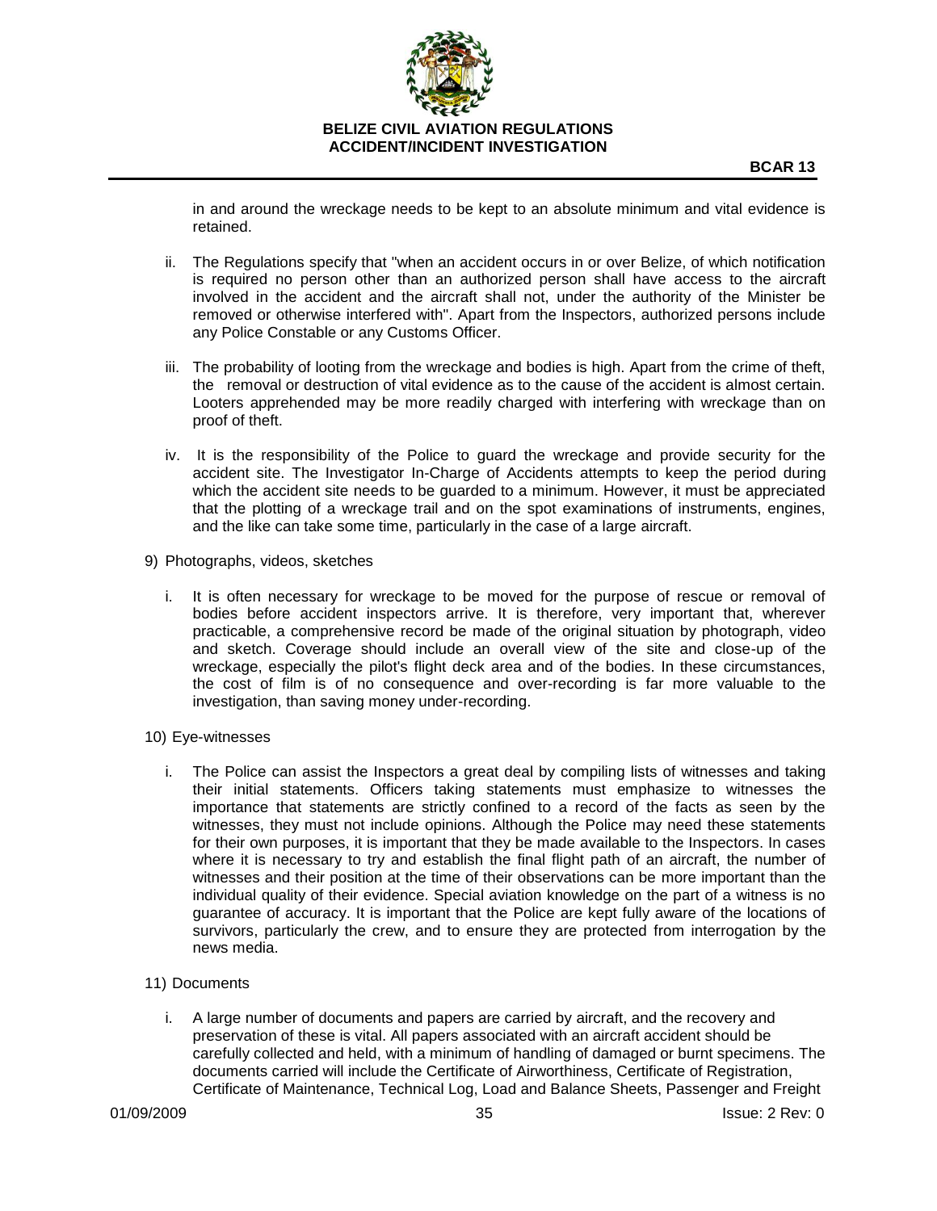in and around the wreckage needs to be kept to an absolute minimum and vital evidence is retained.

ii. The Regulations specify that "when an accident occurs in or over Belize, of which notification is required no person other than an authorized person shall have access to the aircraft involved in the accident and the aircraft shall not, under the authority of the Minister be removed or otherwise interfered with". Apart from the Inspectors, authorized persons include any Police Constable or any Customs Officer.

iii. The probability of looting from the wreckage and bodies is high. Apart from the crime of theft, the removal or destruction of vital evidence as to the cause of the accident is almost certain. Looters apprehended may be more readily charged with interfering with wreckage than on proof of theft.

iv. It is the responsibility of the Police to guard the wreckage and provide security for the accident site. The Investigator In-Charge of Accidents attempts to keep the period during which the accident site needs to be guarded to a minimum. However, it must be appreciated that the plotting of a wreckage trail and on the spot examinations of instruments, engines, and the like can take some time, particularly in the case of a large aircraft.

9) Photographs, videos, sketches

i. It is often necessary for wreckage to be moved for the purpose of rescue or removal of bodies before accident inspectors arrive. It is therefore, very important that, wherever practicable, a comprehensive record be made of the original situation by photograph, video and sketch. Coverage should include an overall view of the site and close-up of the wreckage, especially the pilot's flight deck area and of the bodies. In these circumstances, the cost of film is of no consequence and over-recording is far more valuable to the investigation, than saving money under-recording.

10) Eye-witnesses

i. The Police can assist the Inspectors a great deal by compiling lists of witnesses and taking their initial statements. Officers taking statements must emphasize to witnesses the importance that statements are strictly confined to a record of the facts as seen by the witnesses, they must not include opinions. Although the Police may need these statements for their own purposes, it is important that they be made available to the Inspectors. In cases where it is necessary to try and establish the final flight path of an aircraft, the number of witnesses and their position at the time of their observations can be more important than the individual quality of their evidence. Special aviation knowledge on the part of a witness is no guarantee of accuracy. It is important that the Police are kept fully aware of the locations of survivors, particularly the crew, and to ensure they are protected from interrogation by the news media.

11) Documents

i. A large number of documents and papers are carried by aircraft, and the recovery and preservation of these is vital. All papers associated with an aircraft accident should be carefully collected and held, with a minimum of handling of damaged or burnt specimens. The documents carried will include the Certificate of Airworthiness, Certificate of Registration, Certificate of Maintenance, Technical Log, Load and Balance Sheets, Passenger and Freight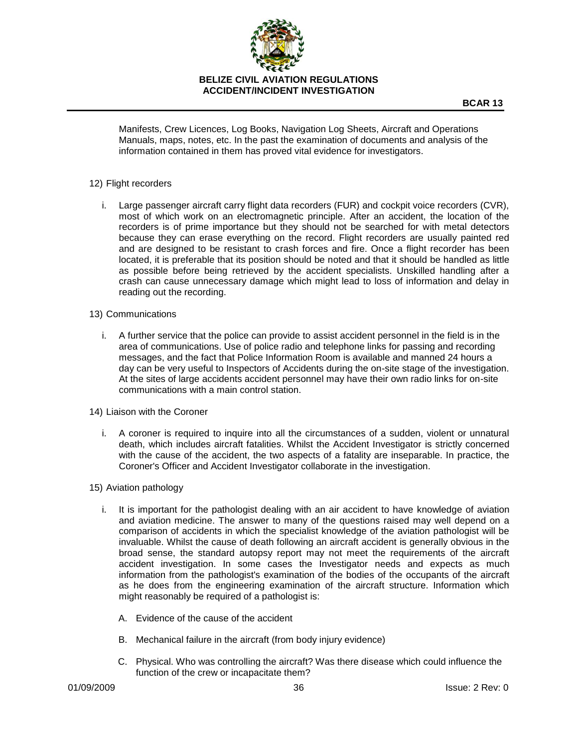Manifests, Crew Licences, Log Books, Navigation Log Sheets, Aircraft and Operations Manuals, maps, notes, etc. In the past the examination of documents and analysis of the information contained in them has proved vital evidence for investigators.

12) Flight recorders

   i. Large passenger aircraft carry flight data recorders (FUR) and cockpit voice recorders (CVR), most of which work on an electromagnetic principle. After an accident, the location of the recorders is of prime importance but they should not be searched for with metal detectors because they can erase everything on the record. Flight recorders are usually painted red and are designed to be resistant to crash forces and fire. Once a flight recorder has been located, it is preferable that its position should be noted and that it should be handled as little as possible before being retrieved by the accident specialists. Unskilled handling after a crash can cause unnecessary damage which might lead to loss of information and delay in reading out the recording.

13) Communications

   i. A further service that the police can provide to assist accident personnel in the field is in the area of communications. Use of police radio and telephone links for passing and recording messages, and the fact that Police Information Room is available and manned 24 hours a day can be very useful to Inspectors of Accidents during the on-site stage of the investigation. At the sites of large accidents accident personnel may have their own radio links for on-site communications with a main control station.

14) Liaison with the Coroner

   i. A coroner is required to inquire into all the circumstances of a sudden, violent or unnatural death, which includes aircraft fatalities. Whilst the Accident Investigator is strictly concerned with the cause of the accident, the two aspects of a fatality are inseparable. In practice, the Coroner's Officer and Accident Investigator collaborate in the investigation.

15) Aviation pathology

   i. It is important for the pathologist dealing with an air accident to have knowledge of aviation and aviation medicine. The answer to many of the questions raised may well depend on a comparison of accidents in which the specialist knowledge of the aviation pathologist will be invaluable. Whilst the cause of death following an aircraft accident is generally obvious in the broad sense, the standard autopsy report may not meet the requirements of the aircraft accident investigation. In some cases the Investigator needs and expects as much information from the pathologist's examination of the bodies of the occupants of the aircraft as he does from the engineering examination of the aircraft structure. Information which might reasonably be required of a pathologist is:

      A. Evidence of the cause of the accident

      B. Mechanical failure in the aircraft (from body injury evidence)

      C. Physical. Who was controlling the aircraft? Was there disease which could influence the function of the crew or incapacitate them?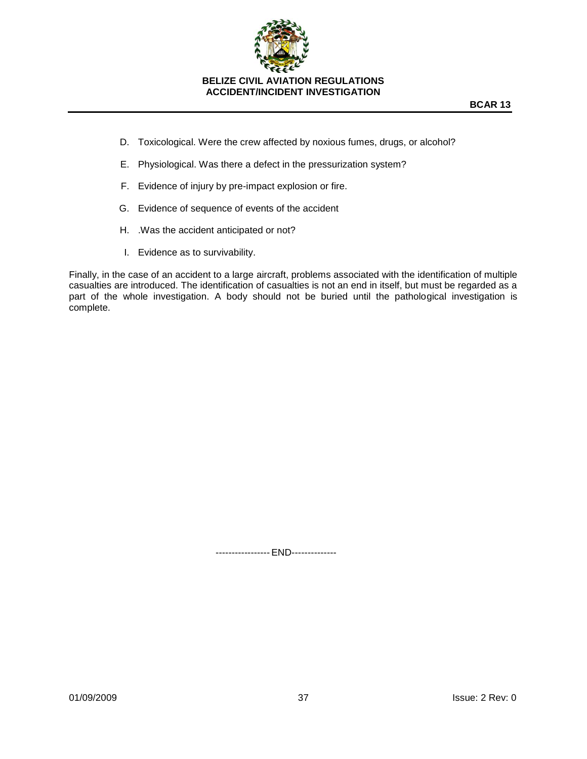D. Toxicological. Were the crew affected by noxious fumes, drugs, or alcohol?

E. Physiological. Was there a defect in the pressurization system?

F. Evidence of injury by pre-impact explosion or fire.

G. Evidence of sequence of events of the accident

H. .Was the accident anticipated or not?

I. Evidence as to survivability.

Finally, in the case of an accident to a large aircraft, problems associated with the identification of multiple casualties are introduced. The identification of casualties is not an end in itself, but must be regarded as a part of the whole investigation. A body should not be buried until the pathological investigation is complete.

-----------------END--------------